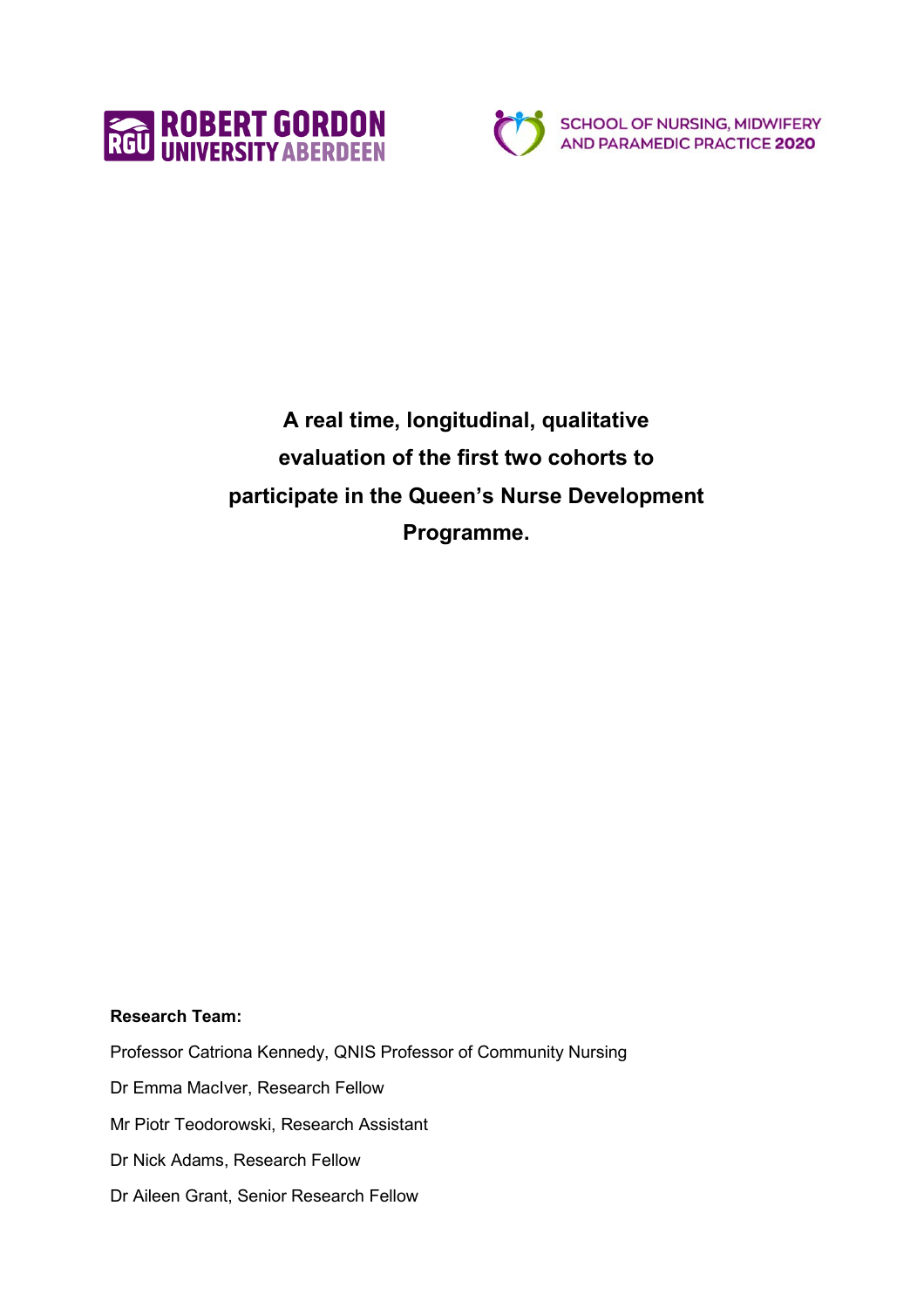ROBERT GORDON UNIVERSITY ABERDEEN

SCHOOL OF NURSING, MIDWIFERY AND PARAMEDIC PRACTICE 2020

# A real time, longitudinal, qualitative evaluation of the first two cohorts to participate in the Queen's Nurse Development Programme.

**Research Team:**

Professor Catriona Kennedy, QNIS Professor of Community Nursing

Dr Emma MacIver, Research Fellow

Mr Piotr Teodorowski, Research Assistant

Dr Nick Adams, Research Fellow

Dr Aileen Grant, Senior Research Fellow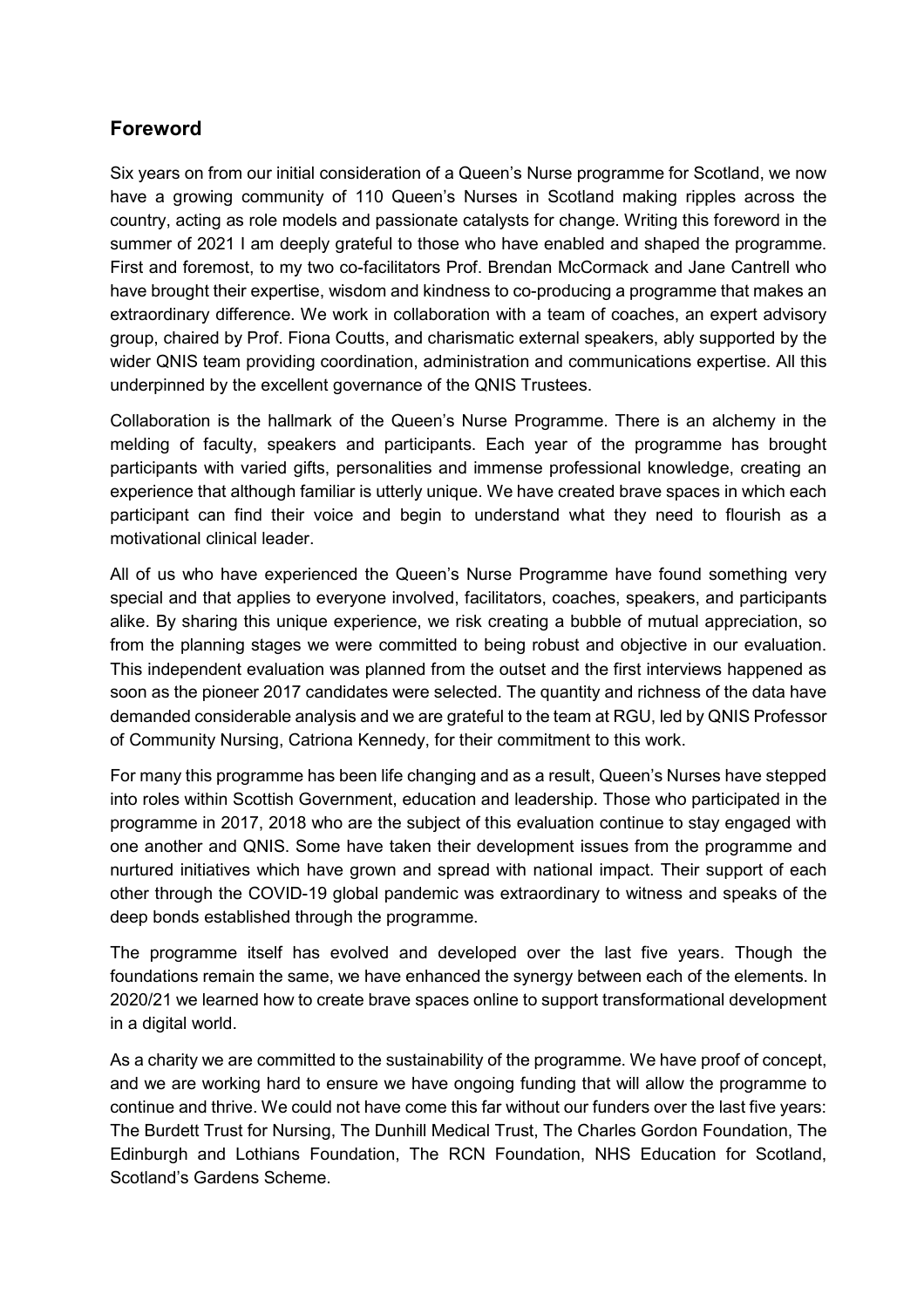## Foreword

Six years on from our initial consideration of a Queen's Nurse programme for Scotland, we now have a growing community of 110 Queen's Nurses in Scotland making ripples across the country, acting as role models and passionate catalysts for change. Writing this foreword in the summer of 2021 I am deeply grateful to those who have enabled and shaped the programme. First and foremost, to my two co-facilitators Prof. Brendan McCormack and Jane Cantrell who have brought their expertise, wisdom and kindness to co-producing a programme that makes an extraordinary difference. We work in collaboration with a team of coaches, an expert advisory group, chaired by Prof. Fiona Coutts, and charismatic external speakers, ably supported by the wider QNIS team providing coordination, administration and communications expertise. All this underpinned by the excellent governance of the QNIS Trustees.

Collaboration is the hallmark of the Queen's Nurse Programme. There is an alchemy in the melding of faculty, speakers and participants. Each year of the programme has brought participants with varied gifts, personalities and immense professional knowledge, creating an experience that although familiar is utterly unique. We have created brave spaces in which each participant can find their voice and begin to understand what they need to flourish as a motivational clinical leader.

All of us who have experienced the Queen's Nurse Programme have found something very special and that applies to everyone involved, facilitators, coaches, speakers, and participants alike. By sharing this unique experience, we risk creating a bubble of mutual appreciation, so from the planning stages we were committed to being robust and objective in our evaluation. This independent evaluation was planned from the outset and the first interviews happened as soon as the pioneer 2017 candidates were selected. The quantity and richness of the data have demanded considerable analysis and we are grateful to the team at RGU, led by QNIS Professor of Community Nursing, Catriona Kennedy, for their commitment to this work.

For many this programme has been life changing and as a result, Queen's Nurses have stepped into roles within Scottish Government, education and leadership. Those who participated in the programme in 2017, 2018 who are the subject of this evaluation continue to stay engaged with one another and QNIS. Some have taken their development issues from the programme and nurtured initiatives which have grown and spread with national impact. Their support of each other through the COVID-19 global pandemic was extraordinary to witness and speaks of the deep bonds established through the programme.

The programme itself has evolved and developed over the last five years. Though the foundations remain the same, we have enhanced the synergy between each of the elements. In 2020/21 we learned how to create brave spaces online to support transformational development in a digital world.

As a charity we are committed to the sustainability of the programme. We have proof of concept, and we are working hard to ensure we have ongoing funding that will allow the programme to continue and thrive. We could not have come this far without our funders over the last five years: The Burdett Trust for Nursing, The Dunhill Medical Trust, The Charles Gordon Foundation, The Edinburgh and Lothians Foundation, The RCN Foundation, NHS Education for Scotland, Scotland's Gardens Scheme.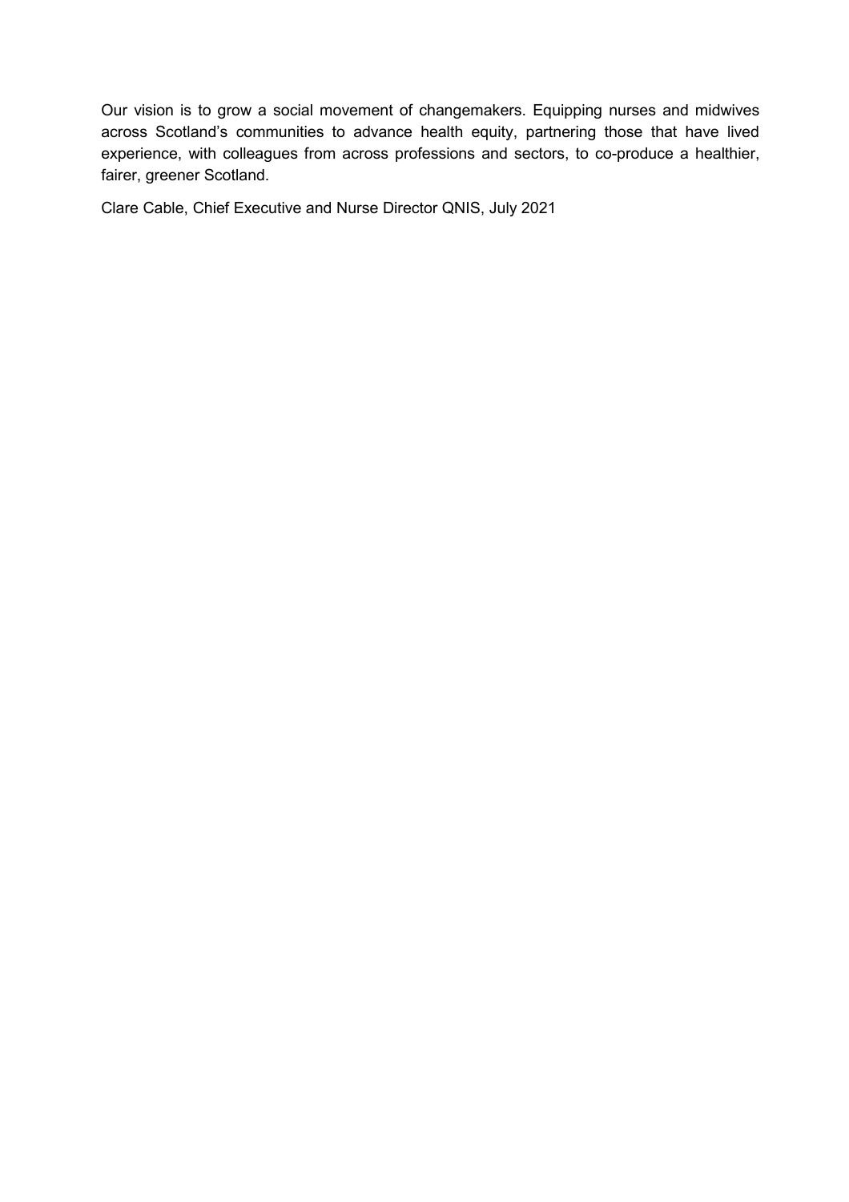Our vision is to grow a social movement of changemakers. Equipping nurses and midwives across Scotland's communities to advance health equity, partnering those that have lived experience, with colleagues from across professions and sectors, to co-produce a healthier, fairer, greener Scotland.

Clare Cable, Chief Executive and Nurse Director QNIS, July 2021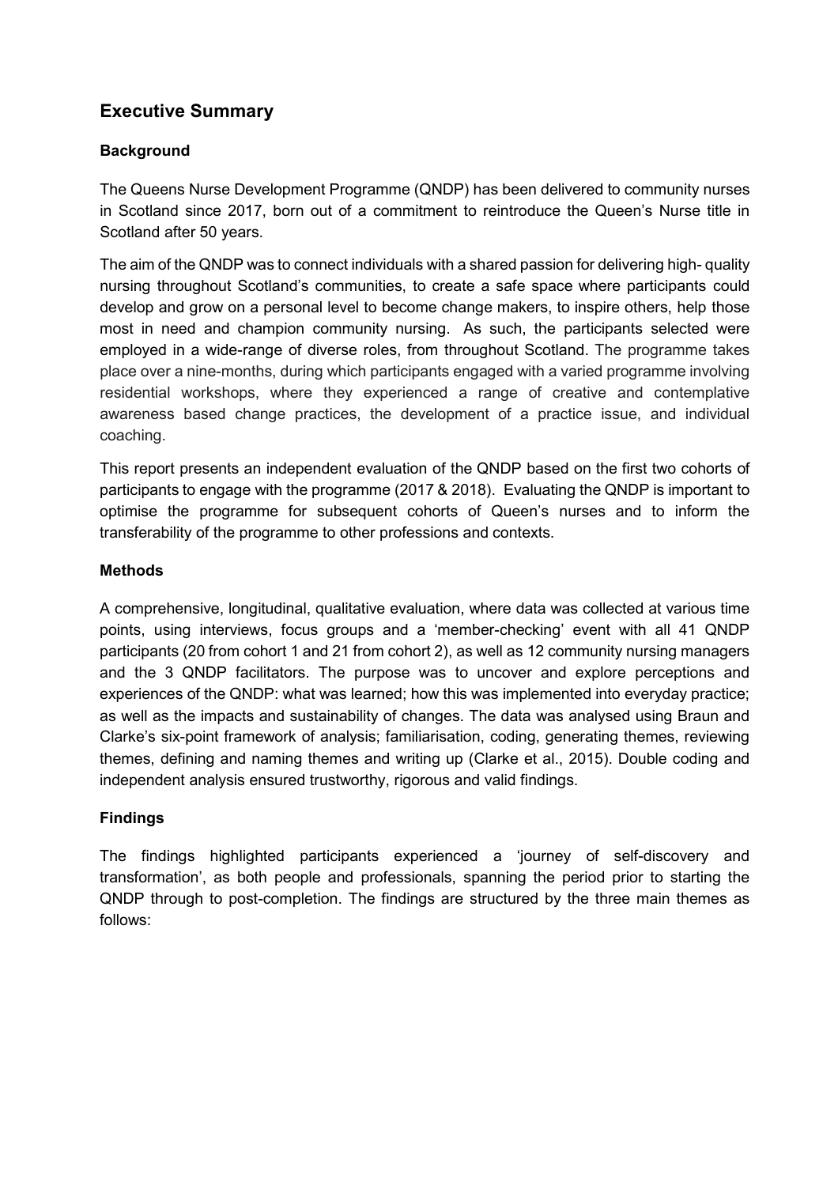## Executive Summary

### Background

The Queens Nurse Development Programme (QNDP) has been delivered to community nurses in Scotland since 2017, born out of a commitment to reintroduce the Queen's Nurse title in Scotland after 50 years.

The aim of the QNDP was to connect individuals with a shared passion for delivering high- quality nursing throughout Scotland's communities, to create a safe space where participants could develop and grow on a personal level to become change makers, to inspire others, help those most in need and champion community nursing. As such, the participants selected were employed in a wide-range of diverse roles, from throughout Scotland. The programme takes place over a nine-months, during which participants engaged with a varied programme involving residential workshops, where they experienced a range of creative and contemplative awareness based change practices, the development of a practice issue, and individual coaching.

This report presents an independent evaluation of the QNDP based on the first two cohorts of participants to engage with the programme (2017 & 2018). Evaluating the QNDP is important to optimise the programme for subsequent cohorts of Queen's nurses and to inform the transferability of the programme to other professions and contexts.

### Methods

A comprehensive, longitudinal, qualitative evaluation, where data was collected at various time points, using interviews, focus groups and a 'member-checking' event with all 41 QNDP participants (20 from cohort 1 and 21 from cohort 2), as well as 12 community nursing managers and the 3 QNDP facilitators. The purpose was to uncover and explore perceptions and experiences of the QNDP: what was learned; how this was implemented into everyday practice; as well as the impacts and sustainability of changes. The data was analysed using Braun and Clarke's six-point framework of analysis; familiarisation, coding, generating themes, reviewing themes, defining and naming themes and writing up (Clarke et al., 2015). Double coding and independent analysis ensured trustworthy, rigorous and valid findings.

### Findings

The findings highlighted participants experienced a 'journey of self-discovery and transformation', as both people and professionals, spanning the period prior to starting the QNDP through to post-completion. The findings are structured by the three main themes as follows: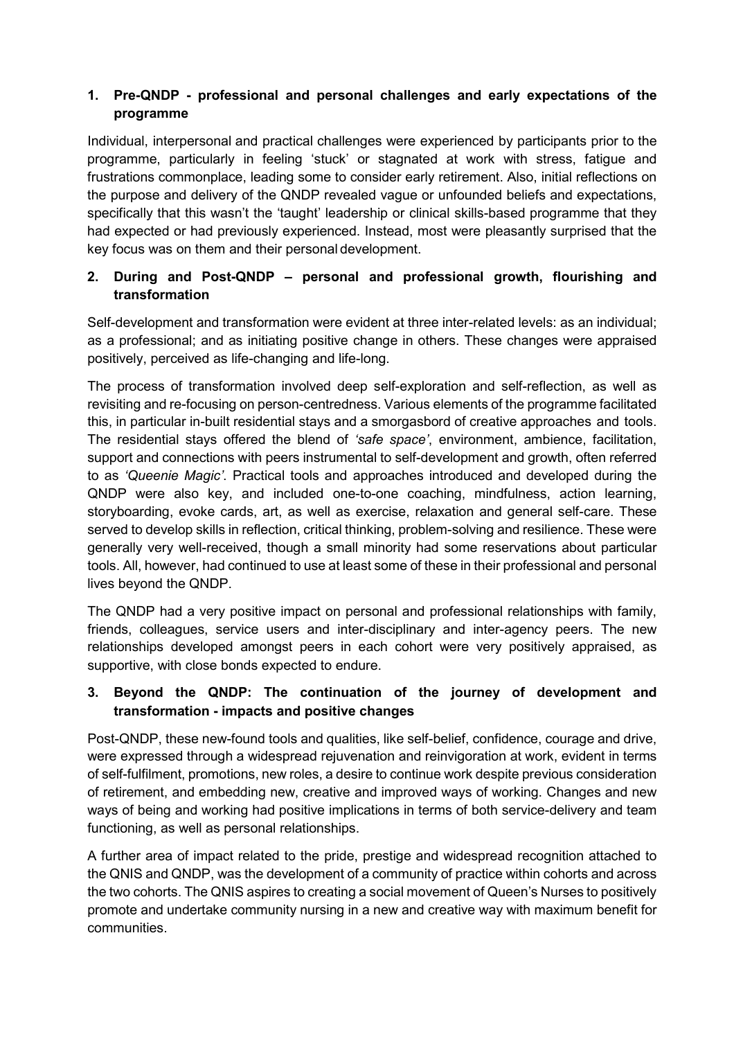## 1. Pre-QNDP - professional and personal challenges and early expectations of the programme

Individual, interpersonal and practical challenges were experienced by participants prior to the programme, particularly in feeling 'stuck' or stagnated at work with stress, fatigue and frustrations commonplace, leading some to consider early retirement. Also, initial reflections on the purpose and delivery of the QNDP revealed vague or unfounded beliefs and expectations, specifically that this wasn't the 'taught' leadership or clinical skills-based programme that they had expected or had previously experienced. Instead, most were pleasantly surprised that the key focus was on them and their personal development.

## 2. During and Post-QNDP – personal and professional growth, flourishing and transformation

Self-development and transformation were evident at three inter-related levels: as an individual; as a professional; and as initiating positive change in others. These changes were appraised positively, perceived as life-changing and life-long.

The process of transformation involved deep self-exploration and self-reflection, as well as revisiting and re-focusing on person-centredness. Various elements of the programme facilitated this, in particular in-built residential stays and a smorgasbord of creative approaches and tools. The residential stays offered the blend of *'safe space'*, environment, ambience, facilitation, support and connections with peers instrumental to self-development and growth, often referred to as *'Queenie Magic'*. Practical tools and approaches introduced and developed during the QNDP were also key, and included one-to-one coaching, mindfulness, action learning, storyboarding, evoke cards, art, as well as exercise, relaxation and general self-care. These served to develop skills in reflection, critical thinking, problem-solving and resilience. These were generally very well-received, though a small minority had some reservations about particular tools. All, however, had continued to use at least some of these in their professional and personal lives beyond the QNDP.

The QNDP had a very positive impact on personal and professional relationships with family, friends, colleagues, service users and inter-disciplinary and inter-agency peers. The new relationships developed amongst peers in each cohort were very positively appraised, as supportive, with close bonds expected to endure.

## 3. Beyond the QNDP: The continuation of the journey of development and transformation - impacts and positive changes

Post-QNDP, these new-found tools and qualities, like self-belief, confidence, courage and drive, were expressed through a widespread rejuvenation and reinvigoration at work, evident in terms of self-fulfilment, promotions, new roles, a desire to continue work despite previous consideration of retirement, and embedding new, creative and improved ways of working. Changes and new ways of being and working had positive implications in terms of both service-delivery and team functioning, as well as personal relationships.

A further area of impact related to the pride, prestige and widespread recognition attached to the QNIS and QNDP, was the development of a community of practice within cohorts and across the two cohorts. The QNIS aspires to creating a social movement of Queen's Nurses to positively promote and undertake community nursing in a new and creative way with maximum benefit for communities.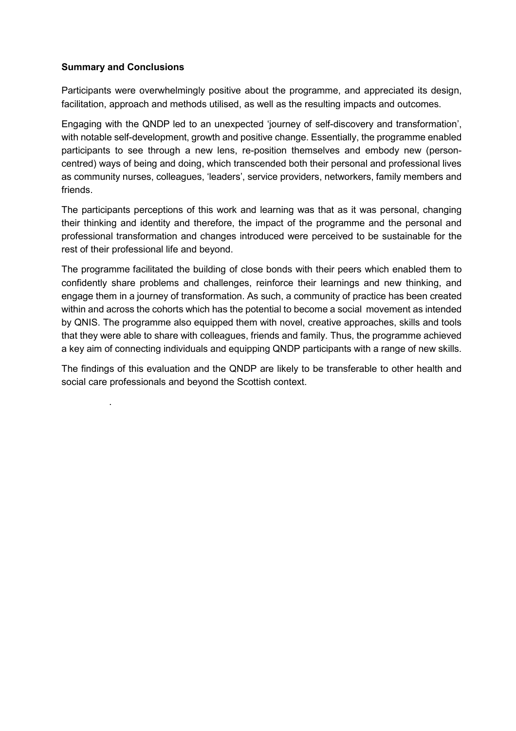**Summary and Conclusions**

Participants were overwhelmingly positive about the programme, and appreciated its design, facilitation, approach and methods utilised, as well as the resulting impacts and outcomes.

Engaging with the QNDP led to an unexpected 'journey of self-discovery and transformation', with notable self-development, growth and positive change. Essentially, the programme enabled participants to see through a new lens, re-position themselves and embody new (person-centred) ways of being and doing, which transcended both their personal and professional lives as community nurses, colleagues, 'leaders', service providers, networkers, family members and friends.

The participants perceptions of this work and learning was that as it was personal, changing their thinking and identity and therefore, the impact of the programme and the personal and professional transformation and changes introduced were perceived to be sustainable for the rest of their professional life and beyond.

The programme facilitated the building of close bonds with their peers which enabled them to confidently share problems and challenges, reinforce their learnings and new thinking, and engage them in a journey of transformation. As such, a community of practice has been created within and across the cohorts which has the potential to become a social movement as intended by QNIS. The programme also equipped them with novel, creative approaches, skills and tools that they were able to share with colleagues, friends and family. Thus, the programme achieved a key aim of connecting individuals and equipping QNDP participants with a range of new skills.

The findings of this evaluation and the QNDP are likely to be transferable to other health and social care professionals and beyond the Scottish context.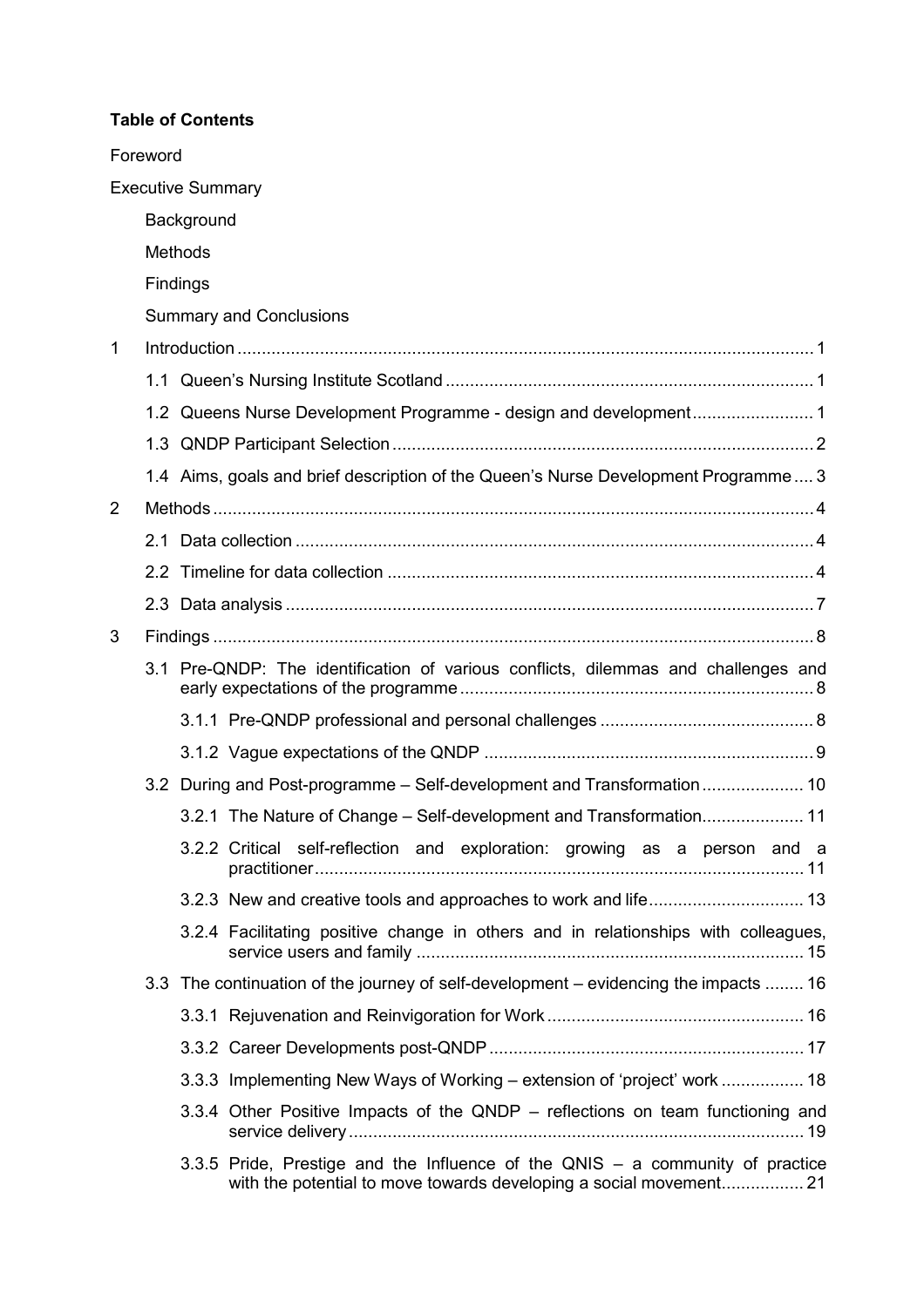**Table of Contents**

Foreword

Executive Summary

- Background
- Methods
- Findings
- Summary and Conclusions

1 Introduction ........................................................................................................ 1

- 1.1 Queen's Nursing Institute Scotland ............................................................ 1
- 1.2 Queens Nurse Development Programme - design and development ........................ 1
- 1.3 QNDP Participant Selection ...................................................................... 2
- 1.4 Aims, goals and brief description of the Queen's Nurse Development Programme .... 3

2 Methods ............................................................................................................ 4

- 2.1 Data collection ........................................................................................... 4
- 2.2 Timeline for data collection ........................................................................ 4
- 2.3 Data analysis ............................................................................................. 7

3 Findings ............................................................................................................ 8

- 3.1 Pre-QNDP: The identification of various conflicts, dilemmas and challenges and early expectations of the programme ........................................................................ 8
  - 3.1.1 Pre-QNDP professional and personal challenges ............................................ 8
  - 3.1.2 Vague expectations of the QNDP .................................................................. 9
- 3.2 During and Post-programme – Self-development and Transformation ..................... 10
  - 3.2.1 The Nature of Change – Self-development and Transformation..................... 11
  - 3.2.2 Critical self-reflection and exploration: growing as a person and a practitioner .................................................................................................... 11
  - 3.2.3 New and creative tools and approaches to work and life ................................ 13
  - 3.2.4 Facilitating positive change in others and in relationships with colleagues, service users and family ............................................................................... 15
- 3.3 The continuation of the journey of self-development – evidencing the impacts ........ 16
  - 3.3.1 Rejuvenation and Reinvigoration for Work ..................................................... 16
  - 3.3.2 Career Developments post-QNDP ................................................................. 17
  - 3.3.3 Implementing New Ways of Working – extension of 'project' work ................. 18
  - 3.3.4 Other Positive Impacts of the QNDP – reflections on team functioning and service delivery ............................................................................................. 19
  - 3.3.5 Pride, Prestige and the Influence of the QNIS – a community of practice with the potential to move towards developing a social movement................. 21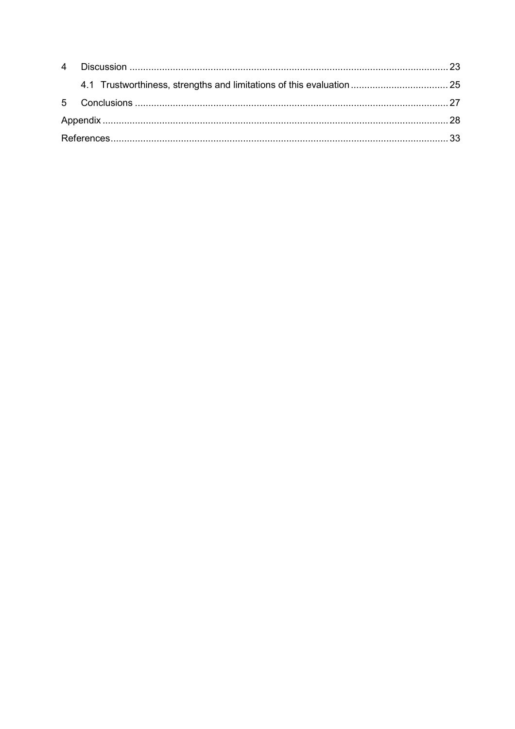4 Discussion ..... 23

4.1 Trustworthiness, strengths and limitations of this evaluation ..... 25

5 Conclusions ..... 27

Appendix ..... 28

References ..... 33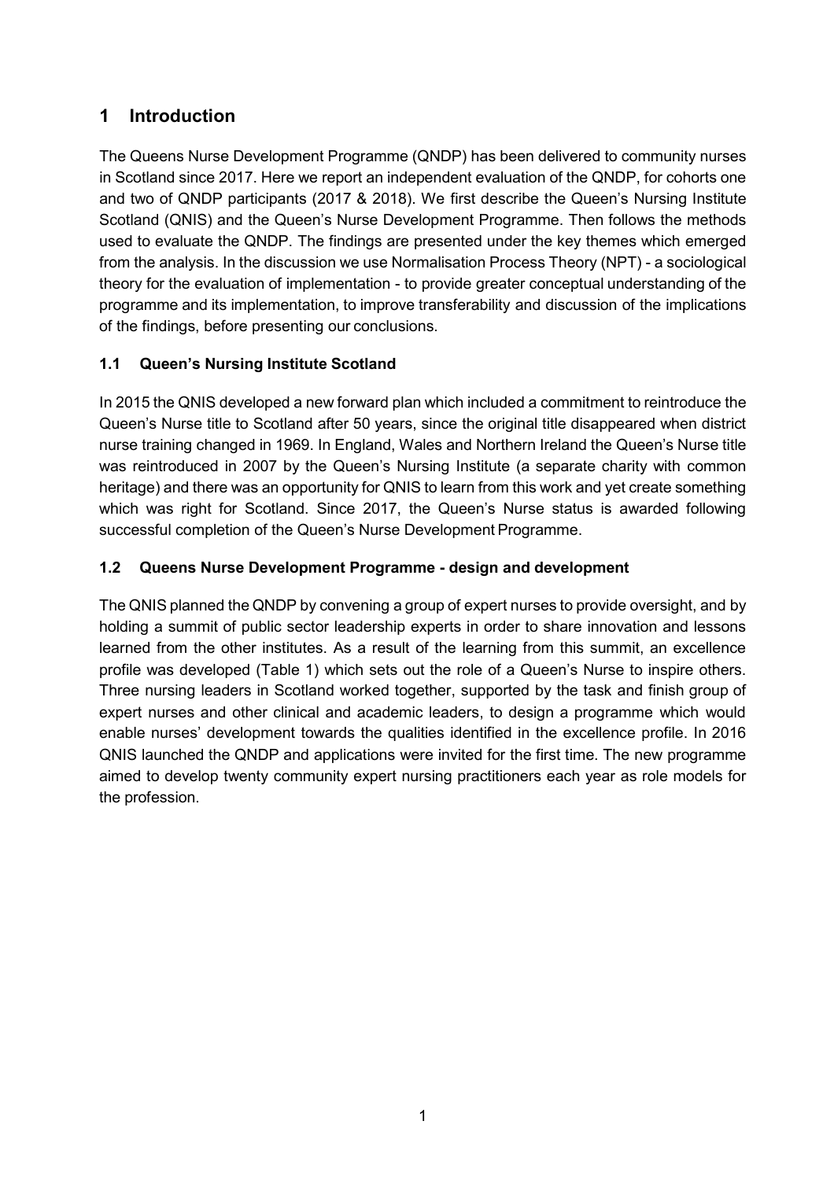# 1 Introduction

The Queens Nurse Development Programme (QNDP) has been delivered to community nurses in Scotland since 2017. Here we report an independent evaluation of the QNDP, for cohorts one and two of QNDP participants (2017 & 2018). We first describe the Queen's Nursing Institute Scotland (QNIS) and the Queen's Nurse Development Programme. Then follows the methods used to evaluate the QNDP. The findings are presented under the key themes which emerged from the analysis. In the discussion we use Normalisation Process Theory (NPT) - a sociological theory for the evaluation of implementation - to provide greater conceptual understanding of the programme and its implementation, to improve transferability and discussion of the implications of the findings, before presenting our conclusions.

## 1.1 Queen's Nursing Institute Scotland

In 2015 the QNIS developed a new forward plan which included a commitment to reintroduce the Queen's Nurse title to Scotland after 50 years, since the original title disappeared when district nurse training changed in 1969. In England, Wales and Northern Ireland the Queen's Nurse title was reintroduced in 2007 by the Queen's Nursing Institute (a separate charity with common heritage) and there was an opportunity for QNIS to learn from this work and yet create something which was right for Scotland. Since 2017, the Queen's Nurse status is awarded following successful completion of the Queen's Nurse Development Programme.

## 1.2 Queens Nurse Development Programme - design and development

The QNIS planned the QNDP by convening a group of expert nurses to provide oversight, and by holding a summit of public sector leadership experts in order to share innovation and lessons learned from the other institutes. As a result of the learning from this summit, an excellence profile was developed (Table 1) which sets out the role of a Queen's Nurse to inspire others. Three nursing leaders in Scotland worked together, supported by the task and finish group of expert nurses and other clinical and academic leaders, to design a programme which would enable nurses' development towards the qualities identified in the excellence profile. In 2016 QNIS launched the QNDP and applications were invited for the first time. The new programme aimed to develop twenty community expert nursing practitioners each year as role models for the profession.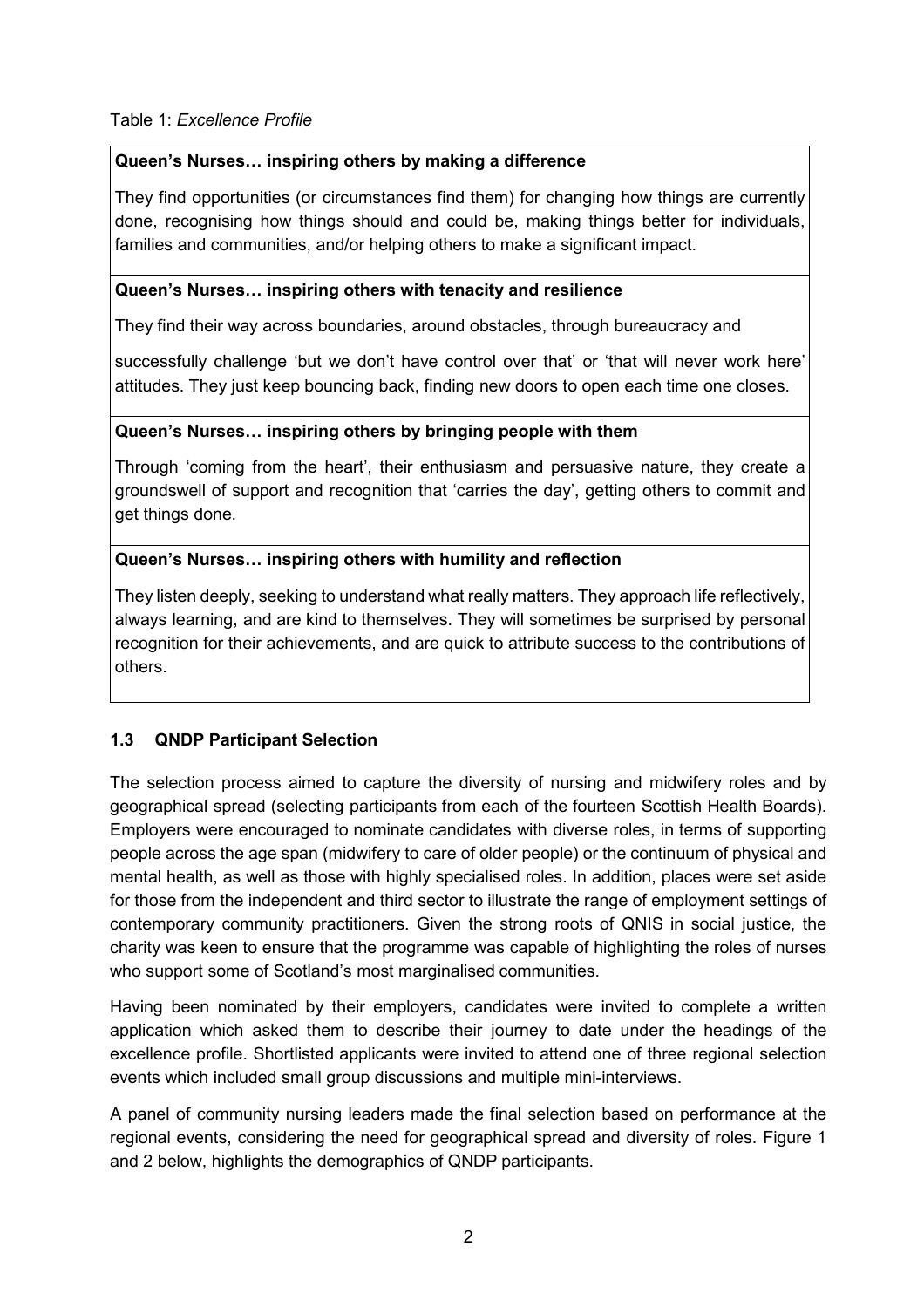Table 1: *Excellence Profile*

| **Queen's Nurses… inspiring others by making a difference** |
| --- |
| They find opportunities (or circumstances find them) for changing how things are currently done, recognising how things should and could be, making things better for individuals, families and communities, and/or helping others to make a significant impact. |
| **Queen's Nurses… inspiring others with tenacity and resilience** |
| They find their way across boundaries, around obstacles, through bureaucracy and successfully challenge 'but we don't have control over that' or 'that will never work here' attitudes. They just keep bouncing back, finding new doors to open each time one closes. |
| **Queen's Nurses… inspiring others by bringing people with them** |
| Through 'coming from the heart', their enthusiasm and persuasive nature, they create a groundswell of support and recognition that 'carries the day', getting others to commit and get things done. |
| **Queen's Nurses… inspiring others with humility and reflection** |
| They listen deeply, seeking to understand what really matters. They approach life reflectively, always learning, and are kind to themselves. They will sometimes be surprised by personal recognition for their achievements, and are quick to attribute success to the contributions of others. |

### 1.3 QNDP Participant Selection

The selection process aimed to capture the diversity of nursing and midwifery roles and by geographical spread (selecting participants from each of the fourteen Scottish Health Boards). Employers were encouraged to nominate candidates with diverse roles, in terms of supporting people across the age span (midwifery to care of older people) or the continuum of physical and mental health, as well as those with highly specialised roles. In addition, places were set aside for those from the independent and third sector to illustrate the range of employment settings of contemporary community practitioners. Given the strong roots of QNIS in social justice, the charity was keen to ensure that the programme was capable of highlighting the roles of nurses who support some of Scotland's most marginalised communities.

Having been nominated by their employers, candidates were invited to complete a written application which asked them to describe their journey to date under the headings of the excellence profile. Shortlisted applicants were invited to attend one of three regional selection events which included small group discussions and multiple mini-interviews.

A panel of community nursing leaders made the final selection based on performance at the regional events, considering the need for geographical spread and diversity of roles. Figure 1 and 2 below, highlights the demographics of QNDP participants.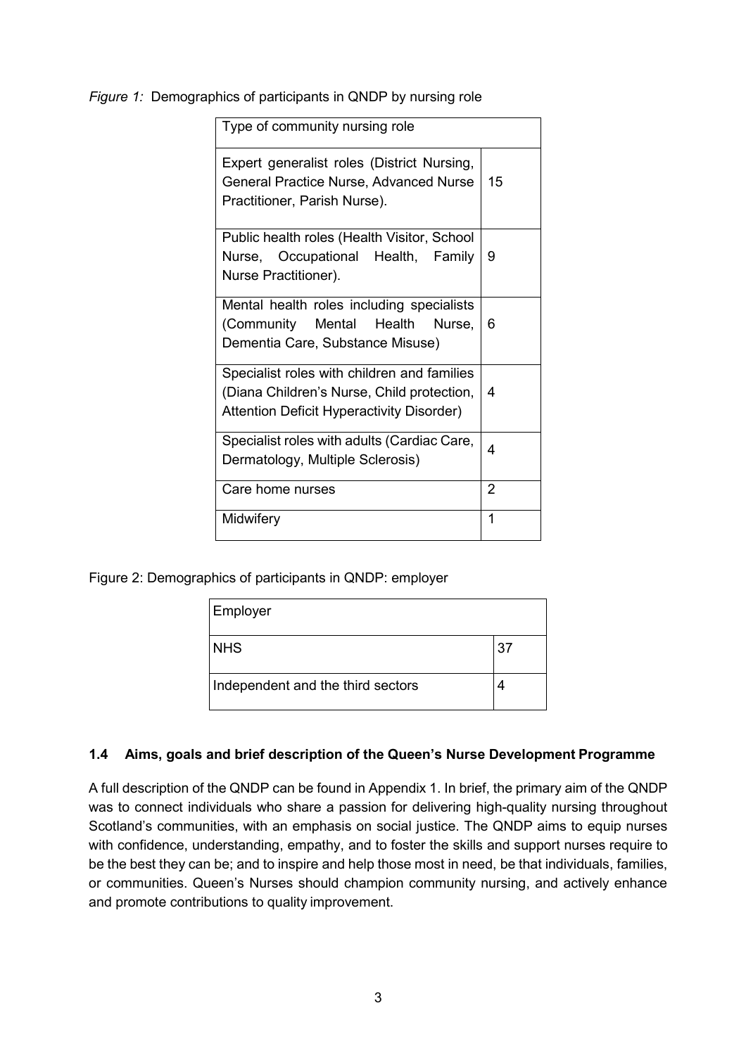*Figure 1:* Demographics of participants in QNDP by nursing role

| Type of community nursing role | |
|---|---|
| Expert generalist roles (District Nursing, General Practice Nurse, Advanced Nurse Practitioner, Parish Nurse). | 15 |
| Public health roles (Health Visitor, School Nurse, Occupational Health, Family Nurse Practitioner). | 9 |
| Mental health roles including specialists (Community Mental Health Nurse, Dementia Care, Substance Misuse) | 6 |
| Specialist roles with children and families (Diana Children's Nurse, Child protection, Attention Deficit Hyperactivity Disorder) | 4 |
| Specialist roles with adults (Cardiac Care, Dermatology, Multiple Sclerosis) | 4 |
| Care home nurses | 2 |
| Midwifery | 1 |

Figure 2: Demographics of participants in QNDP: employer

| Employer | |
|---|---|
| NHS | 37 |
| Independent and the third sectors | 4 |

### 1.4 Aims, goals and brief description of the Queen's Nurse Development Programme

A full description of the QNDP can be found in Appendix 1. In brief, the primary aim of the QNDP was to connect individuals who share a passion for delivering high-quality nursing throughout Scotland's communities, with an emphasis on social justice. The QNDP aims to equip nurses with confidence, understanding, empathy, and to foster the skills and support nurses require to be the best they can be; and to inspire and help those most in need, be that individuals, families, or communities. Queen's Nurses should champion community nursing, and actively enhance and promote contributions to quality improvement.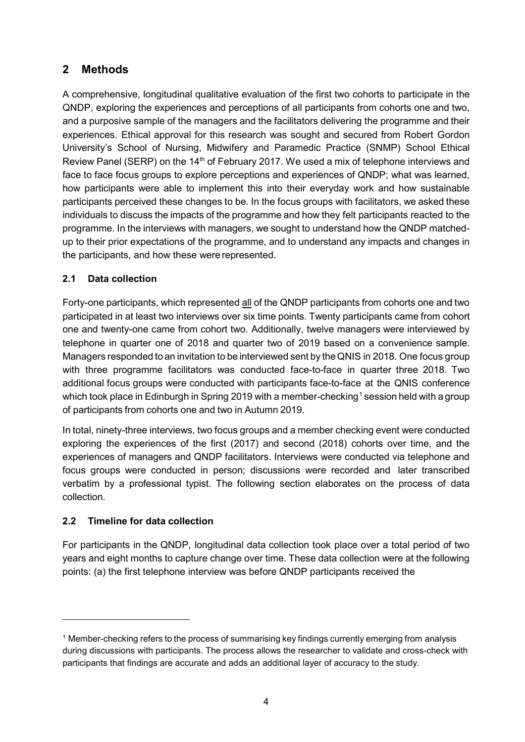## 2 Methods

A comprehensive, longitudinal qualitative evaluation of the first two cohorts to participate in the QNDP, exploring the experiences and perceptions of all participants from cohorts one and two, and a purposive sample of the managers and the facilitators delivering the programme and their experiences. Ethical approval for this research was sought and secured from Robert Gordon University's School of Nursing, Midwifery and Paramedic Practice (SNMP) School Ethical Review Panel (SERP) on the 14th of February 2017. We used a mix of telephone interviews and face to face focus groups to explore perceptions and experiences of QNDP; what was learned, how participants were able to implement this into their everyday work and how sustainable participants perceived these changes to be. In the focus groups with facilitators, we asked these individuals to discuss the impacts of the programme and how they felt participants reacted to the programme. In the interviews with managers, we sought to understand how the QNDP matched-up to their prior expectations of the programme, and to understand any impacts and changes in the participants, and how these were represented.

### 2.1 Data collection

Forty-one participants, which represented all of the QNDP participants from cohorts one and two participated in at least two interviews over six time points. Twenty participants came from cohort one and twenty-one came from cohort two. Additionally, twelve managers were interviewed by telephone in quarter one of 2018 and quarter two of 2019 based on a convenience sample. Managers responded to an invitation to be interviewed sent by the QNIS in 2018. One focus group with three programme facilitators was conducted face-to-face in quarter three 2018. Two additional focus groups were conducted with participants face-to-face at the QNIS conference which took place in Edinburgh in Spring 2019 with a member-checking[1] session held with a group of participants from cohorts one and two in Autumn 2019.

In total, ninety-three interviews, two focus groups and a member checking event were conducted exploring the experiences of the first (2017) and second (2018) cohorts over time, and the experiences of managers and QNDP facilitators. Interviews were conducted via telephone and focus groups were conducted in person; discussions were recorded and later transcribed verbatim by a professional typist. The following section elaborates on the process of data collection.

### 2.2 Timeline for data collection

For participants in the QNDP, longitudinal data collection took place over a total period of two years and eight months to capture change over time. These data collection were at the following points: (a) the first telephone interview was before QNDP participants received the

---

[1] Member-checking refers to the process of summarising key findings currently emerging from analysis during discussions with participants. The process allows the researcher to validate and cross-check with participants that findings are accurate and adds an additional layer of accuracy to the study.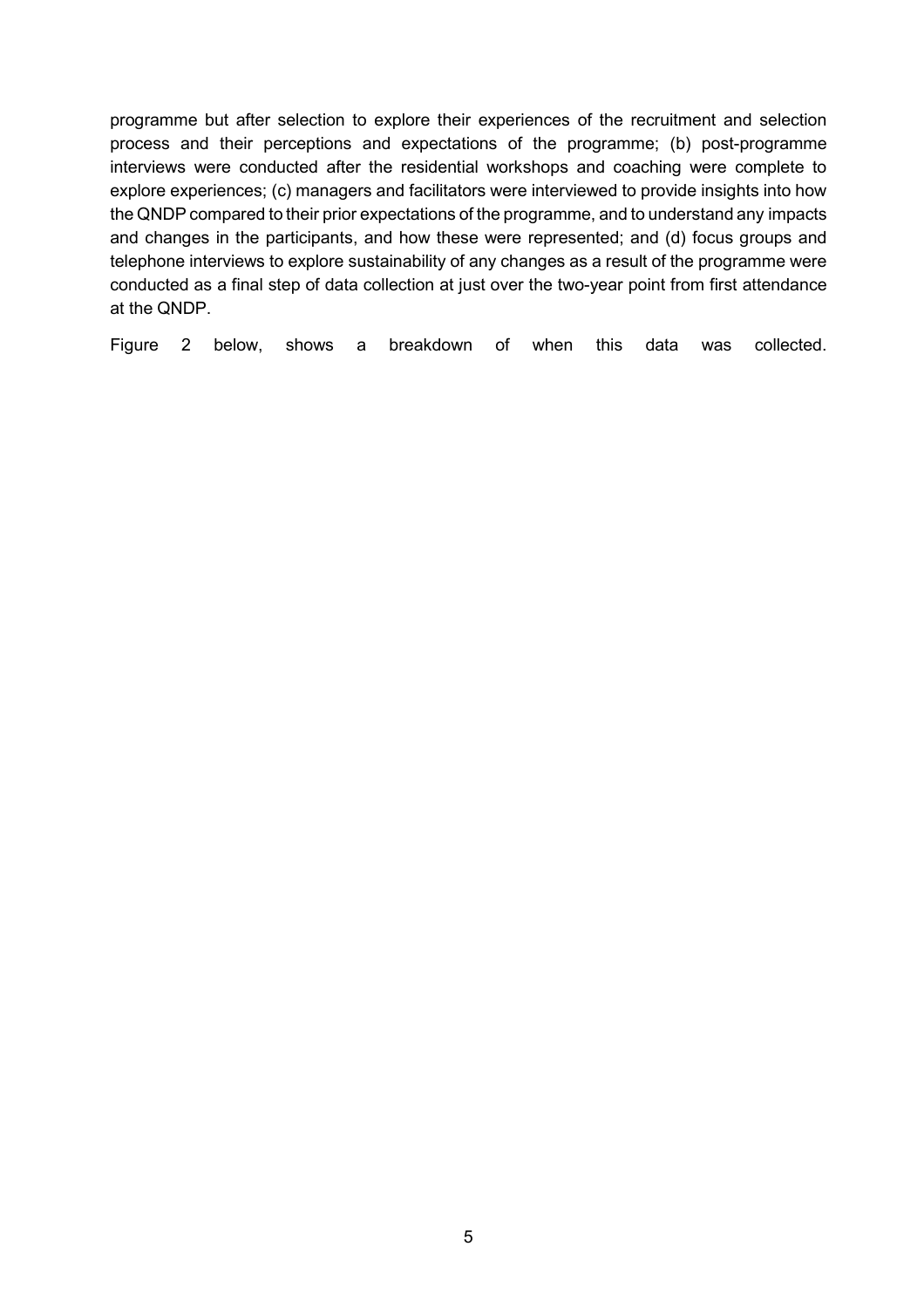programme but after selection to explore their experiences of the recruitment and selection process and their perceptions and expectations of the programme; (b) post-programme interviews were conducted after the residential workshops and coaching were complete to explore experiences; (c) managers and facilitators were interviewed to provide insights into how the QNDP compared to their prior expectations of the programme, and to understand any impacts and changes in the participants, and how these were represented; and (d) focus groups and telephone interviews to explore sustainability of any changes as a result of the programme were conducted as a final step of data collection at just over the two-year point from first attendance at the QNDP.

Figure 2 below, shows a breakdown of when this data was collected.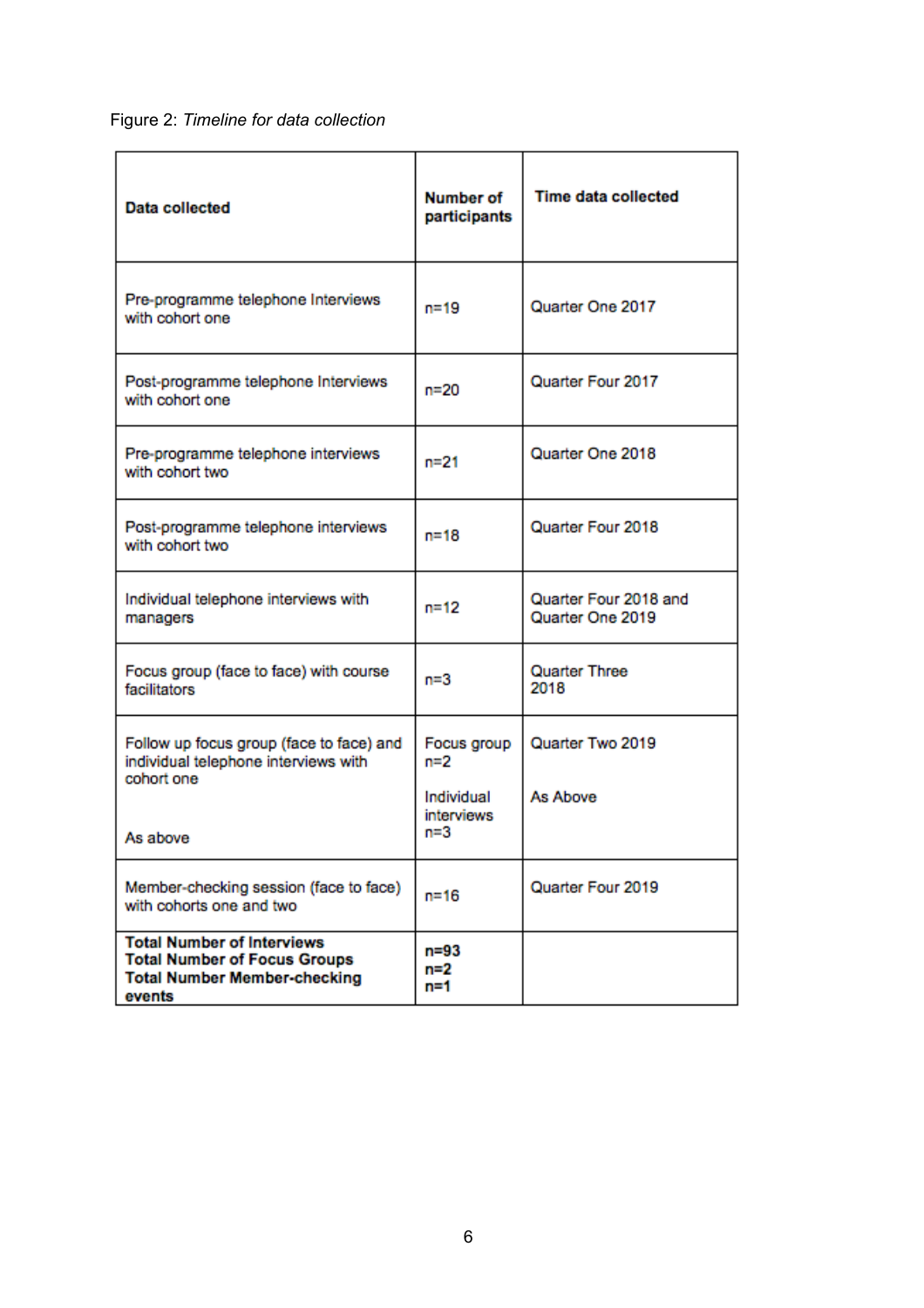Figure 2: *Timeline for data collection*

| **Data collected** | **Number of participants** | **Time data collected** |
|---|---|---|
| Pre-programme telephone Interviews with cohort one | n=19 | Quarter One 2017 |
| Post-programme telephone Interviews with cohort one | n=20 | Quarter Four 2017 |
| Pre-programme telephone interviews with cohort two | n=21 | Quarter One 2018 |
| Post-programme telephone interviews with cohort two | n=18 | Quarter Four 2018 |
| Individual telephone interviews with managers | n=12 | Quarter Four 2018 and Quarter One 2019 |
| Focus group (face to face) with course facilitators | n=3 | Quarter Three 2018 |
| Follow up focus group (face to face) and individual telephone interviews with cohort one<br><br>As above | Focus group n=2<br><br>Individual interviews n=3 | Quarter Two 2019<br><br>As Above |
| Member-checking session (face to face) with cohorts one and two | n=16 | Quarter Four 2019 |
| **Total Number of Interviews**<br>**Total Number of Focus Groups**<br>**Total Number Member-checking events** | **n=93**<br>**n=2**<br>**n=1** | |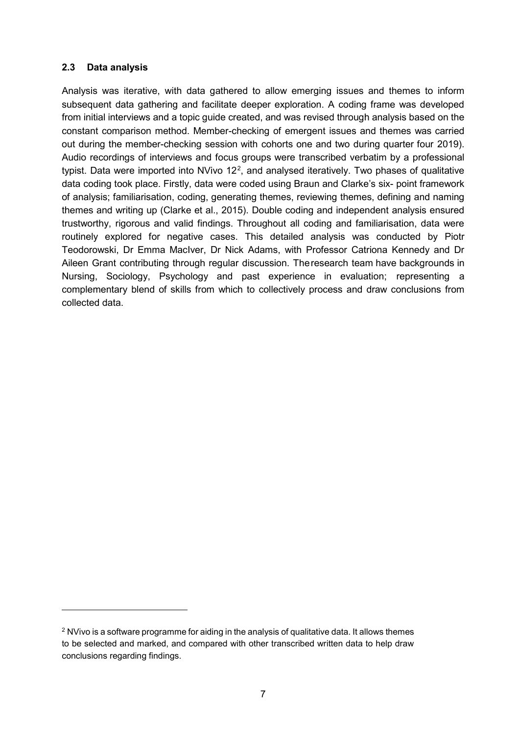### 2.3 Data analysis

Analysis was iterative, with data gathered to allow emerging issues and themes to inform subsequent data gathering and facilitate deeper exploration. A coding frame was developed from initial interviews and a topic guide created, and was revised through analysis based on the constant comparison method. Member-checking of emergent issues and themes was carried out during the member-checking session with cohorts one and two during quarter four 2019). Audio recordings of interviews and focus groups were transcribed verbatim by a professional typist. Data were imported into NVivo 12[2], and analysed iteratively. Two phases of qualitative data coding took place. Firstly, data were coded using Braun and Clarke's six- point framework of analysis; familiarisation, coding, generating themes, reviewing themes, defining and naming themes and writing up (Clarke et al., 2015). Double coding and independent analysis ensured trustworthy, rigorous and valid findings. Throughout all coding and familiarisation, data were routinely explored for negative cases. This detailed analysis was conducted by Piotr Teodorowski, Dr Emma MacIver, Dr Nick Adams, with Professor Catriona Kennedy and Dr Aileen Grant contributing through regular discussion. The research team have backgrounds in Nursing, Sociology, Psychology and past experience in evaluation; representing a complementary blend of skills from which to collectively process and draw conclusions from collected data.

---

[2] NVivo is a software programme for aiding in the analysis of qualitative data. It allows themes to be selected and marked, and compared with other transcribed written data to help draw conclusions regarding findings.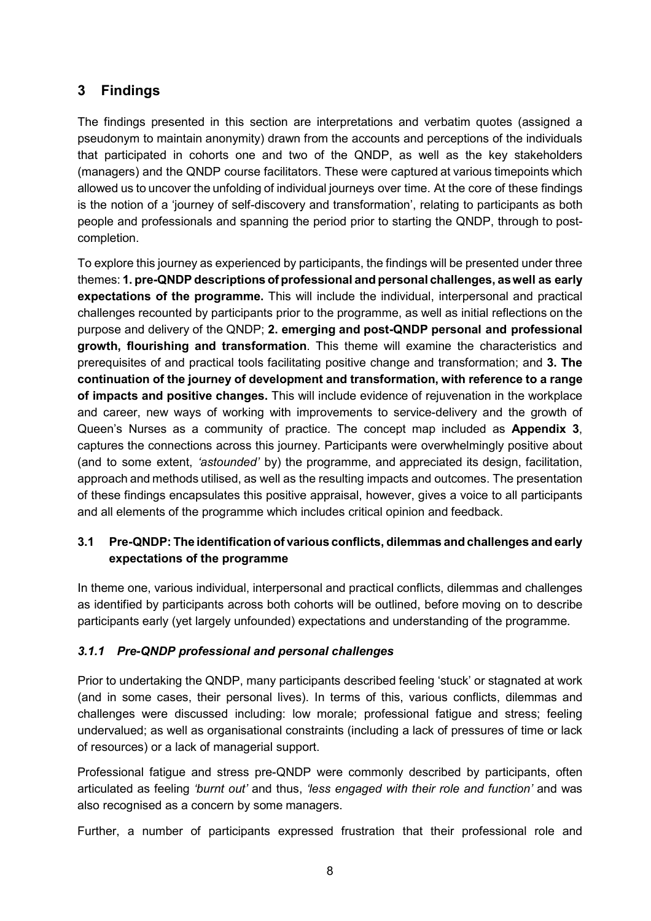## 3 Findings

The findings presented in this section are interpretations and verbatim quotes (assigned a pseudonym to maintain anonymity) drawn from the accounts and perceptions of the individuals that participated in cohorts one and two of the QNDP, as well as the key stakeholders (managers) and the QNDP course facilitators. These were captured at various timepoints which allowed us to uncover the unfolding of individual journeys over time. At the core of these findings is the notion of a 'journey of self-discovery and transformation', relating to participants as both people and professionals and spanning the period prior to starting the QNDP, through to post-completion.

To explore this journey as experienced by participants, the findings will be presented under three themes: **1. pre-QNDP descriptions of professional and personal challenges, as well as early expectations of the programme.** This will include the individual, interpersonal and practical challenges recounted by participants prior to the programme, as well as initial reflections on the purpose and delivery of the QNDP; **2. emerging and post-QNDP personal and professional growth, flourishing and transformation**. This theme will examine the characteristics and prerequisites of and practical tools facilitating positive change and transformation; and **3. The continuation of the journey of development and transformation, with reference to a range of impacts and positive changes.** This will include evidence of rejuvenation in the workplace and career, new ways of working with improvements to service-delivery and the growth of Queen's Nurses as a community of practice. The concept map included as **Appendix 3**, captures the connections across this journey. Participants were overwhelmingly positive about (and to some extent, *'astounded'* by) the programme, and appreciated its design, facilitation, approach and methods utilised, as well as the resulting impacts and outcomes. The presentation of these findings encapsulates this positive appraisal, however, gives a voice to all participants and all elements of the programme which includes critical opinion and feedback.

### 3.1 Pre-QNDP: The identification of various conflicts, dilemmas and challenges and early expectations of the programme

In theme one, various individual, interpersonal and practical conflicts, dilemmas and challenges as identified by participants across both cohorts will be outlined, before moving on to describe participants early (yet largely unfounded) expectations and understanding of the programme.

#### *3.1.1 Pre-QNDP professional and personal challenges*

Prior to undertaking the QNDP, many participants described feeling 'stuck' or stagnated at work (and in some cases, their personal lives). In terms of this, various conflicts, dilemmas and challenges were discussed including: low morale; professional fatigue and stress; feeling undervalued; as well as organisational constraints (including a lack of pressures of time or lack of resources) or a lack of managerial support.

Professional fatigue and stress pre-QNDP were commonly described by participants, often articulated as feeling *'burnt out'* and thus, *'less engaged with their role and function'* and was also recognised as a concern by some managers.

Further, a number of participants expressed frustration that their professional role and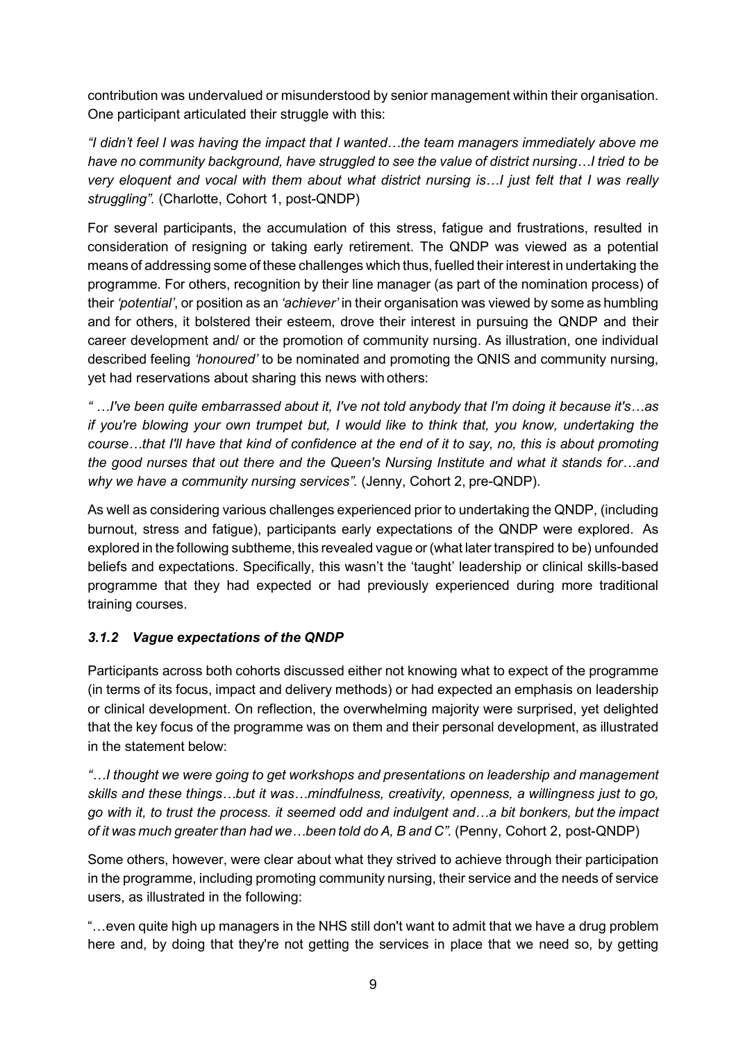contribution was undervalued or misunderstood by senior management within their organisation. One participant articulated their struggle with this:

*"I didn't feel I was having the impact that I wanted…the team managers immediately above me have no community background, have struggled to see the value of district nursing…I tried to be very eloquent and vocal with them about what district nursing is…I just felt that I was really struggling".* (Charlotte, Cohort 1, post-QNDP)

For several participants, the accumulation of this stress, fatigue and frustrations, resulted in consideration of resigning or taking early retirement. The QNDP was viewed as a potential means of addressing some of these challenges which thus, fuelled their interest in undertaking the programme. For others, recognition by their line manager (as part of the nomination process) of their *'potential'*, or position as an *'achiever'* in their organisation was viewed by some as humbling and for others, it bolstered their esteem, drove their interest in pursuing the QNDP and their career development and/ or the promotion of community nursing. As illustration, one individual described feeling *'honoured'* to be nominated and promoting the QNIS and community nursing, yet had reservations about sharing this news with others:

*" …I've been quite embarrassed about it, I've not told anybody that I'm doing it because it's…as if you're blowing your own trumpet but, I would like to think that, you know, undertaking the course…that I'll have that kind of confidence at the end of it to say, no, this is about promoting the good nurses that out there and the Queen's Nursing Institute and what it stands for…and why we have a community nursing services".* (Jenny, Cohort 2, pre-QNDP).

As well as considering various challenges experienced prior to undertaking the QNDP, (including burnout, stress and fatigue), participants early expectations of the QNDP were explored. As explored in the following subtheme, this revealed vague or (what later transpired to be) unfounded beliefs and expectations. Specifically, this wasn't the 'taught' leadership or clinical skills-based programme that they had expected or had previously experienced during more traditional training courses.

### *3.1.2 Vague expectations of the QNDP*

Participants across both cohorts discussed either not knowing what to expect of the programme (in terms of its focus, impact and delivery methods) or had expected an emphasis on leadership or clinical development. On reflection, the overwhelming majority were surprised, yet delighted that the key focus of the programme was on them and their personal development, as illustrated in the statement below:

*"…I thought we were going to get workshops and presentations on leadership and management skills and these things…but it was…mindfulness, creativity, openness, a willingness just to go, go with it, to trust the process. it seemed odd and indulgent and…a bit bonkers, but the impact of it was much greater than had we…been told do A, B and C".* (Penny, Cohort 2, post-QNDP)

Some others, however, were clear about what they strived to achieve through their participation in the programme, including promoting community nursing, their service and the needs of service users, as illustrated in the following:

"…even quite high up managers in the NHS still don't want to admit that we have a drug problem here and, by doing that they're not getting the services in place that we need so, by getting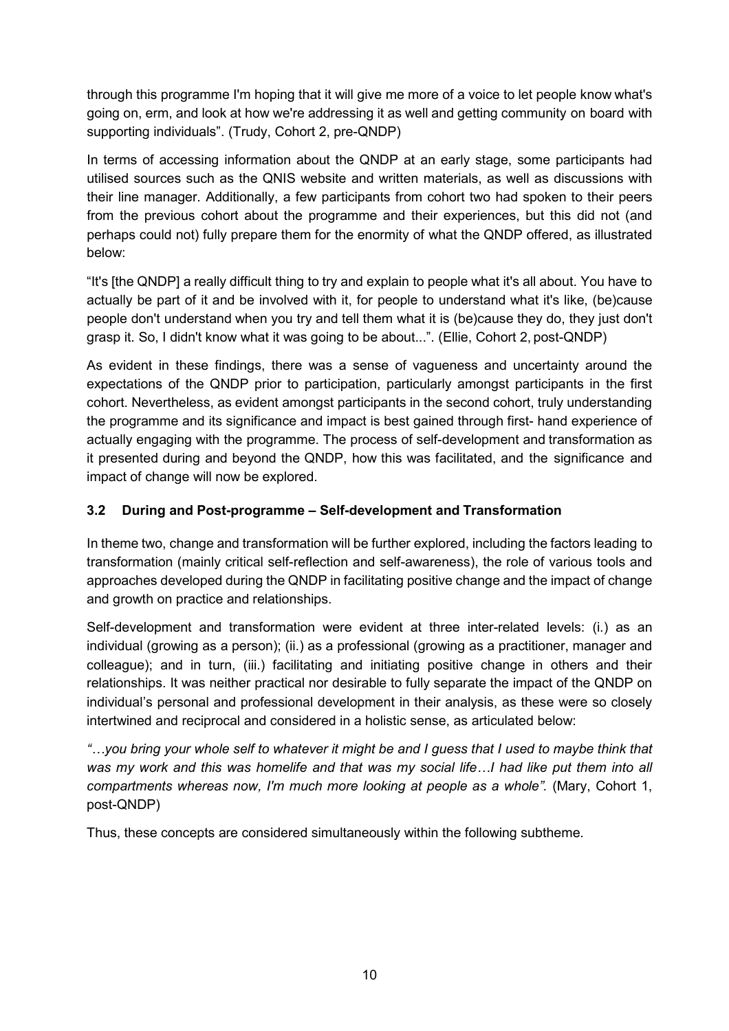through this programme I'm hoping that it will give me more of a voice to let people know what's going on, erm, and look at how we're addressing it as well and getting community on board with supporting individuals". (Trudy, Cohort 2, pre-QNDP)

In terms of accessing information about the QNDP at an early stage, some participants had utilised sources such as the QNIS website and written materials, as well as discussions with their line manager. Additionally, a few participants from cohort two had spoken to their peers from the previous cohort about the programme and their experiences, but this did not (and perhaps could not) fully prepare them for the enormity of what the QNDP offered, as illustrated below:

"It's [the QNDP] a really difficult thing to try and explain to people what it's all about. You have to actually be part of it and be involved with it, for people to understand what it's like, (be)cause people don't understand when you try and tell them what it is (be)cause they do, they just don't grasp it. So, I didn't know what it was going to be about...". (Ellie, Cohort 2, post-QNDP)

As evident in these findings, there was a sense of vagueness and uncertainty around the expectations of the QNDP prior to participation, particularly amongst participants in the first cohort. Nevertheless, as evident amongst participants in the second cohort, truly understanding the programme and its significance and impact is best gained through first- hand experience of actually engaging with the programme. The process of self-development and transformation as it presented during and beyond the QNDP, how this was facilitated, and the significance and impact of change will now be explored.

### 3.2 During and Post-programme – Self-development and Transformation

In theme two, change and transformation will be further explored, including the factors leading to transformation (mainly critical self-reflection and self-awareness), the role of various tools and approaches developed during the QNDP in facilitating positive change and the impact of change and growth on practice and relationships.

Self-development and transformation were evident at three inter-related levels: (i.) as an individual (growing as a person); (ii.) as a professional (growing as a practitioner, manager and colleague); and in turn, (iii.) facilitating and initiating positive change in others and their relationships. It was neither practical nor desirable to fully separate the impact of the QNDP on individual's personal and professional development in their analysis, as these were so closely intertwined and reciprocal and considered in a holistic sense, as articulated below:

*"…you bring your whole self to whatever it might be and I guess that I used to maybe think that was my work and this was homelife and that was my social life…I had like put them into all compartments whereas now, I'm much more looking at people as a whole".* (Mary, Cohort 1, post-QNDP)

Thus, these concepts are considered simultaneously within the following subtheme.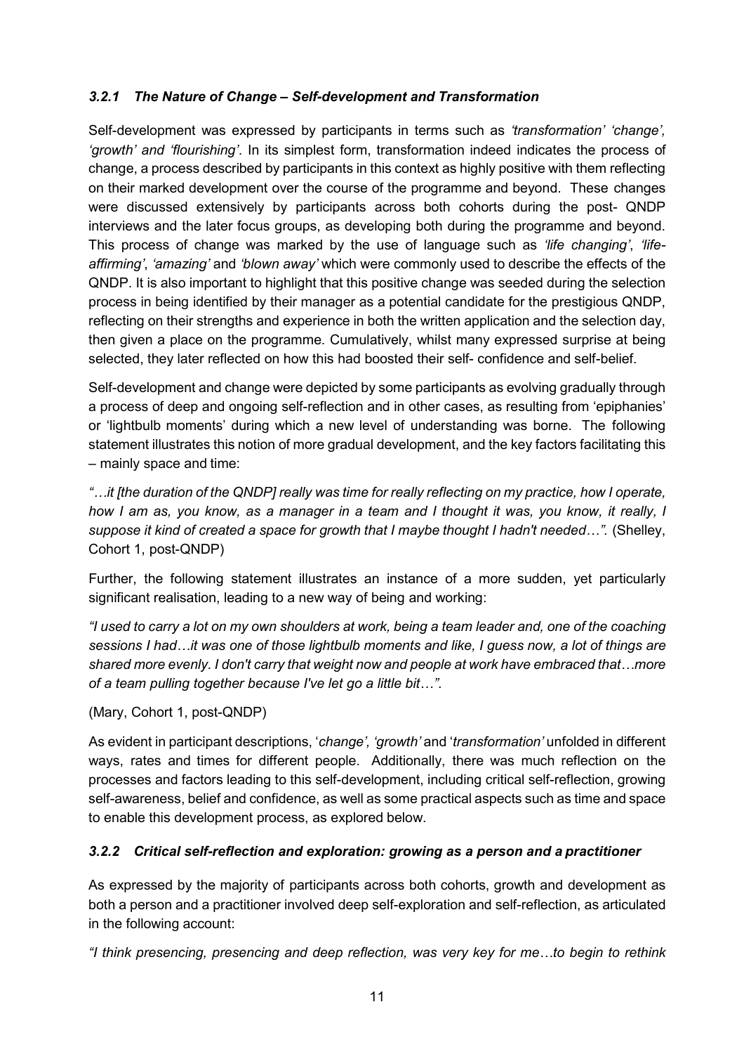### *3.2.1 The Nature of Change – Self-development and Transformation*

Self-development was expressed by participants in terms such as *'transformation' 'change', 'growth' and 'flourishing'*. In its simplest form, transformation indeed indicates the process of change, a process described by participants in this context as highly positive with them reflecting on their marked development over the course of the programme and beyond. These changes were discussed extensively by participants across both cohorts during the post- QNDP interviews and the later focus groups, as developing both during the programme and beyond. This process of change was marked by the use of language such as *'life changing'*, *'life-affirming'*, *'amazing'* and *'blown away'* which were commonly used to describe the effects of the QNDP. It is also important to highlight that this positive change was seeded during the selection process in being identified by their manager as a potential candidate for the prestigious QNDP, reflecting on their strengths and experience in both the written application and the selection day, then given a place on the programme. Cumulatively, whilst many expressed surprise at being selected, they later reflected on how this had boosted their self- confidence and self-belief.

Self-development and change were depicted by some participants as evolving gradually through a process of deep and ongoing self-reflection and in other cases, as resulting from 'epiphanies' or 'lightbulb moments' during which a new level of understanding was borne. The following statement illustrates this notion of more gradual development, and the key factors facilitating this – mainly space and time:

*"…it [the duration of the QNDP] really was time for really reflecting on my practice, how I operate, how I am as, you know, as a manager in a team and I thought it was, you know, it really, I suppose it kind of created a space for growth that I maybe thought I hadn't needed…".* (Shelley, Cohort 1, post-QNDP)

Further, the following statement illustrates an instance of a more sudden, yet particularly significant realisation, leading to a new way of being and working:

*"I used to carry a lot on my own shoulders at work, being a team leader and, one of the coaching sessions I had…it was one of those lightbulb moments and like, I guess now, a lot of things are shared more evenly. I don't carry that weight now and people at work have embraced that…more of a team pulling together because I've let go a little bit…".*

(Mary, Cohort 1, post-QNDP)

As evident in participant descriptions, '*change', 'growth'* and '*transformation'* unfolded in different ways, rates and times for different people. Additionally, there was much reflection on the processes and factors leading to this self-development, including critical self-reflection, growing self-awareness, belief and confidence, as well as some practical aspects such as time and space to enable this development process, as explored below.

### *3.2.2 Critical self-reflection and exploration: growing as a person and a practitioner*

As expressed by the majority of participants across both cohorts, growth and development as both a person and a practitioner involved deep self-exploration and self-reflection, as articulated in the following account:

*"I think presencing, presencing and deep reflection, was very key for me…to begin to rethink*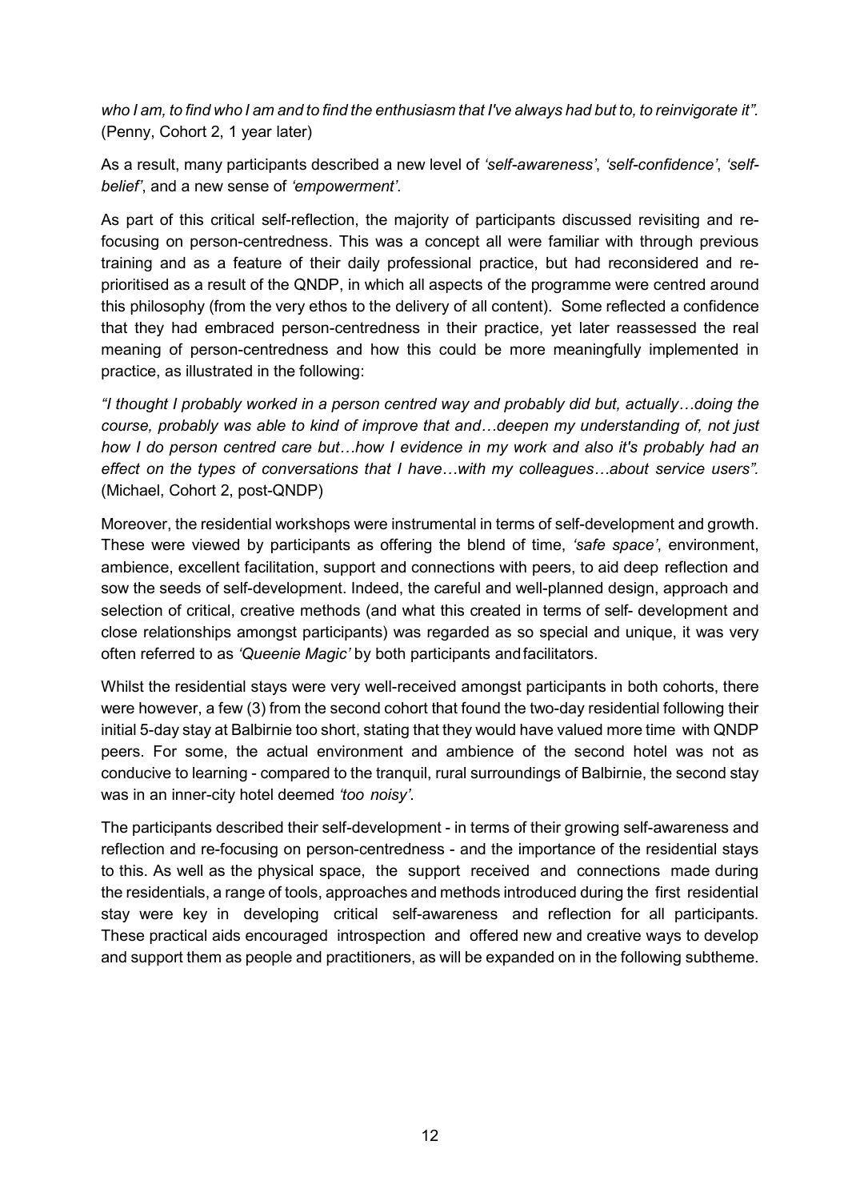*who I am, to find who I am and to find the enthusiasm that I've always had but to, to reinvigorate it".* (Penny, Cohort 2, 1 year later)

As a result, many participants described a new level of *'self-awareness'*, *'self-confidence'*, *'self-belief'*, and a new sense of *'empowerment'*.

As part of this critical self-reflection, the majority of participants discussed revisiting and re-focusing on person-centredness. This was a concept all were familiar with through previous training and as a feature of their daily professional practice, but had reconsidered and re-prioritised as a result of the QNDP, in which all aspects of the programme were centred around this philosophy (from the very ethos to the delivery of all content). Some reflected a confidence that they had embraced person-centredness in their practice, yet later reassessed the real meaning of person-centredness and how this could be more meaningfully implemented in practice, as illustrated in the following:

*"I thought I probably worked in a person centred way and probably did but, actually…doing the course, probably was able to kind of improve that and…deepen my understanding of, not just how I do person centred care but…how I evidence in my work and also it's probably had an effect on the types of conversations that I have…with my colleagues…about service users".* (Michael, Cohort 2, post-QNDP)

Moreover, the residential workshops were instrumental in terms of self-development and growth. These were viewed by participants as offering the blend of time, *'safe space'*, environment, ambience, excellent facilitation, support and connections with peers, to aid deep reflection and sow the seeds of self-development. Indeed, the careful and well-planned design, approach and selection of critical, creative methods (and what this created in terms of self- development and close relationships amongst participants) was regarded as so special and unique, it was very often referred to as *'Queenie Magic'* by both participants and facilitators.

Whilst the residential stays were very well-received amongst participants in both cohorts, there were however, a few (3) from the second cohort that found the two-day residential following their initial 5-day stay at Balbirnie too short, stating that they would have valued more time with QNDP peers. For some, the actual environment and ambience of the second hotel was not as conducive to learning - compared to the tranquil, rural surroundings of Balbirnie, the second stay was in an inner-city hotel deemed *'too noisy'*.

The participants described their self-development - in terms of their growing self-awareness and reflection and re-focusing on person-centredness - and the importance of the residential stays to this. As well as the physical space, the support received and connections made during the residentials, a range of tools, approaches and methods introduced during the first residential stay were key in developing critical self-awareness and reflection for all participants. These practical aids encouraged introspection and offered new and creative ways to develop and support them as people and practitioners, as will be expanded on in the following subtheme.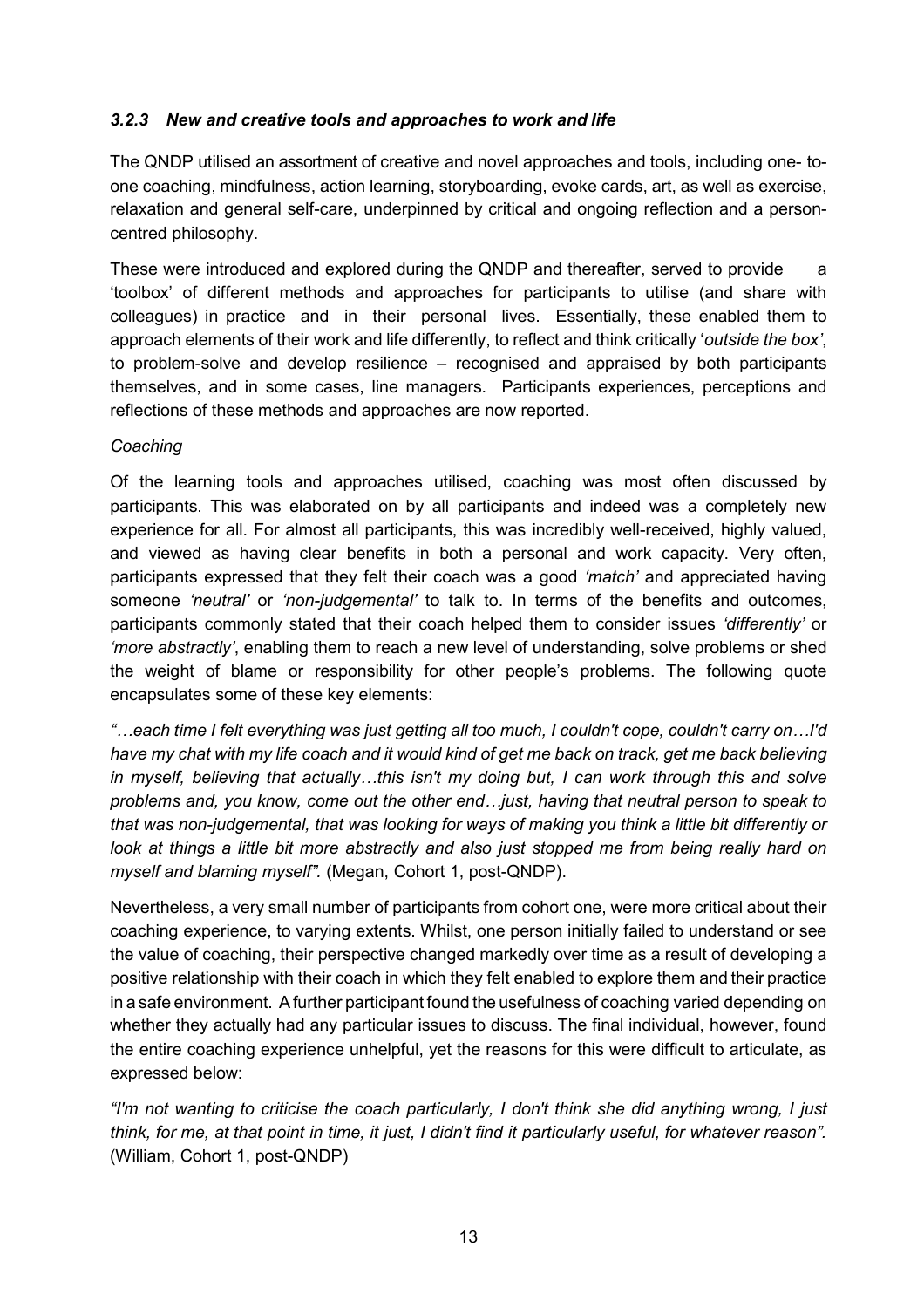### *3.2.3 New and creative tools and approaches to work and life*

The QNDP utilised an assortment of creative and novel approaches and tools, including one- to-one coaching, mindfulness, action learning, storyboarding, evoke cards, art, as well as exercise, relaxation and general self-care, underpinned by critical and ongoing reflection and a person-centred philosophy.

These were introduced and explored during the QNDP and thereafter, served to provide a 'toolbox' of different methods and approaches for participants to utilise (and share with colleagues) in practice and in their personal lives. Essentially, these enabled them to approach elements of their work and life differently, to reflect and think critically '*outside the box'*, to problem-solve and develop resilience – recognised and appraised by both participants themselves, and in some cases, line managers. Participants experiences, perceptions and reflections of these methods and approaches are now reported.

*Coaching*

Of the learning tools and approaches utilised, coaching was most often discussed by participants. This was elaborated on by all participants and indeed was a completely new experience for all. For almost all participants, this was incredibly well-received, highly valued, and viewed as having clear benefits in both a personal and work capacity. Very often, participants expressed that they felt their coach was a good *'match'* and appreciated having someone *'neutral'* or *'non-judgemental'* to talk to. In terms of the benefits and outcomes, participants commonly stated that their coach helped them to consider issues *'differently'* or *'more abstractly'*, enabling them to reach a new level of understanding, solve problems or shed the weight of blame or responsibility for other people's problems. The following quote encapsulates some of these key elements:

*"…each time I felt everything was just getting all too much, I couldn't cope, couldn't carry on…I'd have my chat with my life coach and it would kind of get me back on track, get me back believing in myself, believing that actually…this isn't my doing but, I can work through this and solve problems and, you know, come out the other end…just, having that neutral person to speak to that was non-judgemental, that was looking for ways of making you think a little bit differently or look at things a little bit more abstractly and also just stopped me from being really hard on myself and blaming myself".* (Megan, Cohort 1, post-QNDP).

Nevertheless, a very small number of participants from cohort one, were more critical about their coaching experience, to varying extents. Whilst, one person initially failed to understand or see the value of coaching, their perspective changed markedly over time as a result of developing a positive relationship with their coach in which they felt enabled to explore them and their practice in a safe environment. A further participant found the usefulness of coaching varied depending on whether they actually had any particular issues to discuss. The final individual, however, found the entire coaching experience unhelpful, yet the reasons for this were difficult to articulate, as expressed below:

*"I'm not wanting to criticise the coach particularly, I don't think she did anything wrong, I just think, for me, at that point in time, it just, I didn't find it particularly useful, for whatever reason".* (William, Cohort 1, post-QNDP)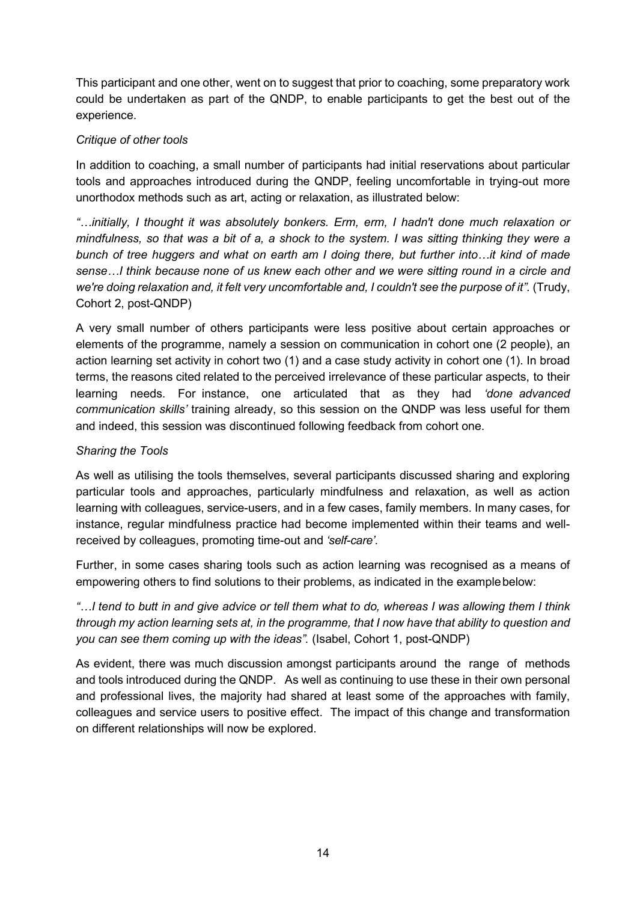This participant and one other, went on to suggest that prior to coaching, some preparatory work could be undertaken as part of the QNDP, to enable participants to get the best out of the experience.

*Critique of other tools*

In addition to coaching, a small number of participants had initial reservations about particular tools and approaches introduced during the QNDP, feeling uncomfortable in trying-out more unorthodox methods such as art, acting or relaxation, as illustrated below:

*"…initially, I thought it was absolutely bonkers. Erm, erm, I hadn't done much relaxation or mindfulness, so that was a bit of a, a shock to the system. I was sitting thinking they were a bunch of tree huggers and what on earth am I doing there, but further into…it kind of made sense…I think because none of us knew each other and we were sitting round in a circle and we're doing relaxation and, it felt very uncomfortable and, I couldn't see the purpose of it".* (Trudy, Cohort 2, post-QNDP)

A very small number of others participants were less positive about certain approaches or elements of the programme, namely a session on communication in cohort one (2 people), an action learning set activity in cohort two (1) and a case study activity in cohort one (1). In broad terms, the reasons cited related to the perceived irrelevance of these particular aspects, to their learning needs. For instance, one articulated that as they had *'done advanced communication skills'* training already, so this session on the QNDP was less useful for them and indeed, this session was discontinued following feedback from cohort one.

*Sharing the Tools*

As well as utilising the tools themselves, several participants discussed sharing and exploring particular tools and approaches, particularly mindfulness and relaxation, as well as action learning with colleagues, service-users, and in a few cases, family members. In many cases, for instance, regular mindfulness practice had become implemented within their teams and well-received by colleagues, promoting time-out and *'self-care'*.

Further, in some cases sharing tools such as action learning was recognised as a means of empowering others to find solutions to their problems, as indicated in the example below:

*"…I tend to butt in and give advice or tell them what to do, whereas I was allowing them I think through my action learning sets at, in the programme, that I now have that ability to question and you can see them coming up with the ideas".* (Isabel, Cohort 1, post-QNDP)

As evident, there was much discussion amongst participants around the range of methods and tools introduced during the QNDP. As well as continuing to use these in their own personal and professional lives, the majority had shared at least some of the approaches with family, colleagues and service users to positive effect. The impact of this change and transformation on different relationships will now be explored.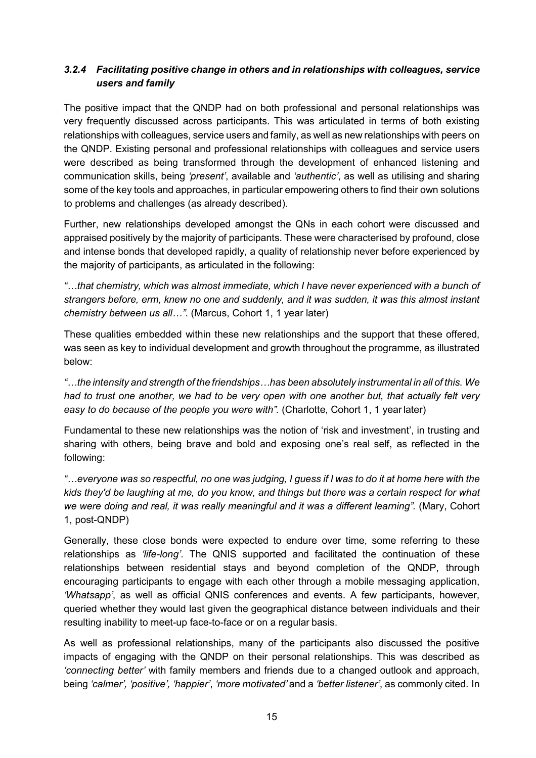### *3.2.4 Facilitating positive change in others and in relationships with colleagues, service users and family*

The positive impact that the QNDP had on both professional and personal relationships was very frequently discussed across participants. This was articulated in terms of both existing relationships with colleagues, service users and family, as well as new relationships with peers on the QNDP. Existing personal and professional relationships with colleagues and service users were described as being transformed through the development of enhanced listening and communication skills, being *'present'*, available and *'authentic'*, as well as utilising and sharing some of the key tools and approaches, in particular empowering others to find their own solutions to problems and challenges (as already described).

Further, new relationships developed amongst the QNs in each cohort were discussed and appraised positively by the majority of participants. These were characterised by profound, close and intense bonds that developed rapidly, a quality of relationship never before experienced by the majority of participants, as articulated in the following:

*"…that chemistry, which was almost immediate, which I have never experienced with a bunch of strangers before, erm, knew no one and suddenly, and it was sudden, it was this almost instant chemistry between us all…".* (Marcus, Cohort 1, 1 year later)

These qualities embedded within these new relationships and the support that these offered, was seen as key to individual development and growth throughout the programme, as illustrated below:

*"…the intensity and strength of the friendships…has been absolutely instrumental in all of this. We had to trust one another, we had to be very open with one another but, that actually felt very easy to do because of the people you were with".* (Charlotte, Cohort 1, 1 year later)

Fundamental to these new relationships was the notion of 'risk and investment', in trusting and sharing with others, being brave and bold and exposing one's real self, as reflected in the following:

*"…everyone was so respectful, no one was judging, I guess if I was to do it at home here with the kids they'd be laughing at me, do you know, and things but there was a certain respect for what we were doing and real, it was really meaningful and it was a different learning".* (Mary, Cohort 1, post-QNDP)

Generally, these close bonds were expected to endure over time, some referring to these relationships as *'life-long'*. The QNIS supported and facilitated the continuation of these relationships between residential stays and beyond completion of the QNDP, through encouraging participants to engage with each other through a mobile messaging application, *'Whatsapp'*, as well as official QNIS conferences and events. A few participants, however, queried whether they would last given the geographical distance between individuals and their resulting inability to meet-up face-to-face or on a regular basis.

As well as professional relationships, many of the participants also discussed the positive impacts of engaging with the QNDP on their personal relationships. This was described as *'connecting better'* with family members and friends due to a changed outlook and approach, being *'calmer', 'positive', 'happier'*, *'more motivated'* and a *'better listener'*, as commonly cited. In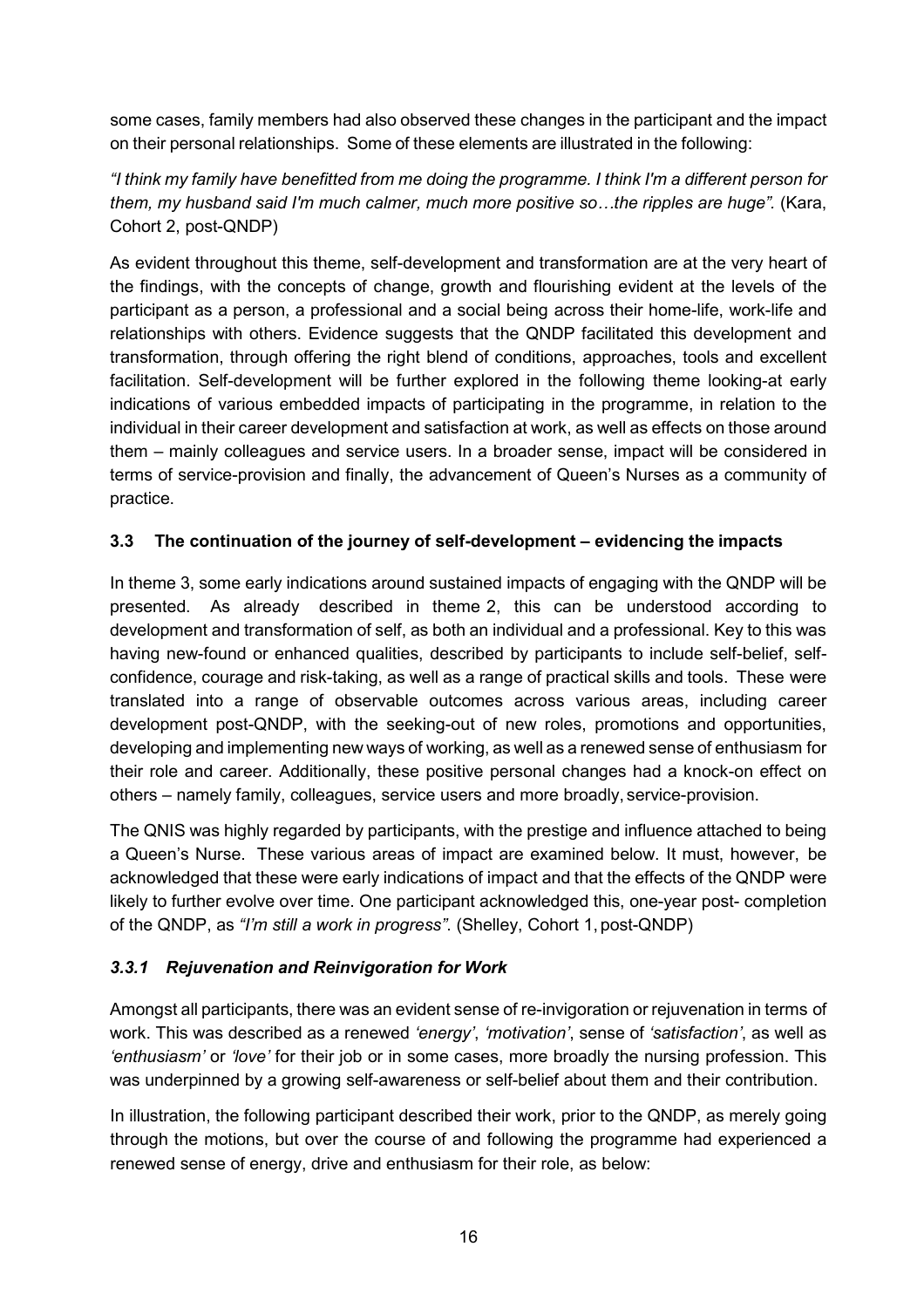some cases, family members had also observed these changes in the participant and the impact on their personal relationships. Some of these elements are illustrated in the following:

*"I think my family have benefitted from me doing the programme. I think I'm a different person for them, my husband said I'm much calmer, much more positive so…the ripples are huge".* (Kara, Cohort 2, post-QNDP)

As evident throughout this theme, self-development and transformation are at the very heart of the findings, with the concepts of change, growth and flourishing evident at the levels of the participant as a person, a professional and a social being across their home-life, work-life and relationships with others. Evidence suggests that the QNDP facilitated this development and transformation, through offering the right blend of conditions, approaches, tools and excellent facilitation. Self-development will be further explored in the following theme looking-at early indications of various embedded impacts of participating in the programme, in relation to the individual in their career development and satisfaction at work, as well as effects on those around them – mainly colleagues and service users. In a broader sense, impact will be considered in terms of service-provision and finally, the advancement of Queen's Nurses as a community of practice.

### 3.3 The continuation of the journey of self-development – evidencing the impacts

In theme 3, some early indications around sustained impacts of engaging with the QNDP will be presented. As already described in theme 2, this can be understood according to development and transformation of self, as both an individual and a professional. Key to this was having new-found or enhanced qualities, described by participants to include self-belief, self-confidence, courage and risk-taking, as well as a range of practical skills and tools. These were translated into a range of observable outcomes across various areas, including career development post-QNDP, with the seeking-out of new roles, promotions and opportunities, developing and implementing new ways of working, as well as a renewed sense of enthusiasm for their role and career. Additionally, these positive personal changes had a knock-on effect on others – namely family, colleagues, service users and more broadly, service-provision.

The QNIS was highly regarded by participants, with the prestige and influence attached to being a Queen's Nurse. These various areas of impact are examined below. It must, however, be acknowledged that these were early indications of impact and that the effects of the QNDP were likely to further evolve over time. One participant acknowledged this, one-year post- completion of the QNDP, as *"I'm still a work in progress"*. (Shelley, Cohort 1, post-QNDP)

#### *3.3.1 Rejuvenation and Reinvigoration for Work*

Amongst all participants, there was an evident sense of re-invigoration or rejuvenation in terms of work. This was described as a renewed *'energy'*, *'motivation'*, sense of *'satisfaction'*, as well as *'enthusiasm'* or *'love'* for their job or in some cases, more broadly the nursing profession. This was underpinned by a growing self-awareness or self-belief about them and their contribution.

In illustration, the following participant described their work, prior to the QNDP, as merely going through the motions, but over the course of and following the programme had experienced a renewed sense of energy, drive and enthusiasm for their role, as below: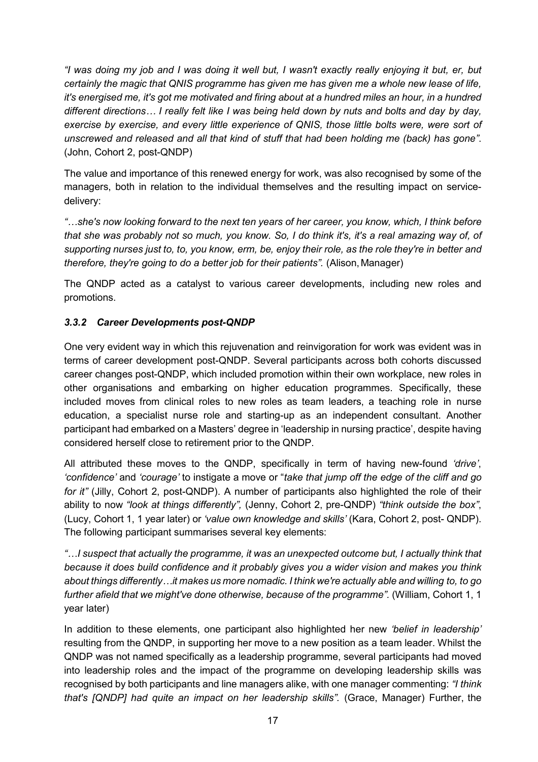*"I was doing my job and I was doing it well but, I wasn't exactly really enjoying it but, er, but certainly the magic that QNIS programme has given me has given me a whole new lease of life, it's energised me, it's got me motivated and firing about at a hundred miles an hour, in a hundred different directions… I really felt like I was being held down by nuts and bolts and day by day, exercise by exercise, and every little experience of QNIS, those little bolts were, were sort of unscrewed and released and all that kind of stuff that had been holding me (back) has gone".* (John, Cohort 2, post-QNDP)

The value and importance of this renewed energy for work, was also recognised by some of the managers, both in relation to the individual themselves and the resulting impact on service-delivery:

*"…she's now looking forward to the next ten years of her career, you know, which, I think before that she was probably not so much, you know. So, I do think it's, it's a real amazing way of, of supporting nurses just to, to, you know, erm, be, enjoy their role, as the role they're in better and therefore, they're going to do a better job for their patients".* (Alison, Manager)

The QNDP acted as a catalyst to various career developments, including new roles and promotions.

### *3.3.2 Career Developments post-QNDP*

One very evident way in which this rejuvenation and reinvigoration for work was evident was in terms of career development post-QNDP. Several participants across both cohorts discussed career changes post-QNDP, which included promotion within their own workplace, new roles in other organisations and embarking on higher education programmes. Specifically, these included moves from clinical roles to new roles as team leaders, a teaching role in nurse education, a specialist nurse role and starting-up as an independent consultant. Another participant had embarked on a Masters' degree in 'leadership in nursing practice', despite having considered herself close to retirement prior to the QNDP.

All attributed these moves to the QNDP, specifically in term of having new-found *'drive'*, *'confidence'* and *'courage'* to instigate a move or "*take that jump off the edge of the cliff and go for it"* (Jilly, Cohort 2, post-QNDP). A number of participants also highlighted the role of their ability to now *"look at things differently",* (Jenny, Cohort 2, pre-QNDP) *"think outside the box"*, (Lucy, Cohort 1, 1 year later) or *'value own knowledge and skills'* (Kara, Cohort 2, post- QNDP). The following participant summarises several key elements:

*"…I suspect that actually the programme, it was an unexpected outcome but, I actually think that because it does build confidence and it probably gives you a wider vision and makes you think about things differently…it makes us more nomadic. I think we're actually able and willing to, to go further afield that we might've done otherwise, because of the programme".* (William, Cohort 1, 1 year later)

In addition to these elements, one participant also highlighted her new *'belief in leadership'* resulting from the QNDP, in supporting her move to a new position as a team leader. Whilst the QNDP was not named specifically as a leadership programme, several participants had moved into leadership roles and the impact of the programme on developing leadership skills was recognised by both participants and line managers alike, with one manager commenting: *"I think that's [QNDP] had quite an impact on her leadership skills".* (Grace, Manager) Further, the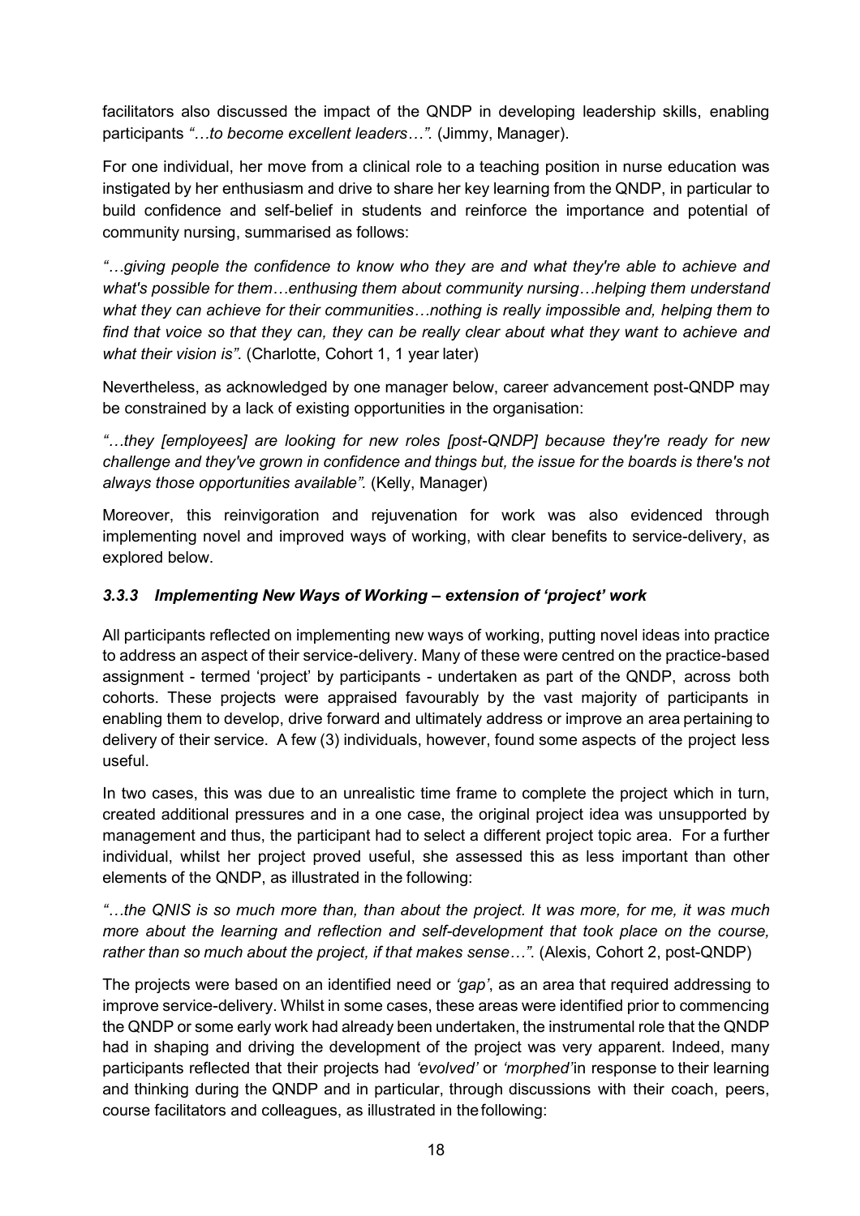facilitators also discussed the impact of the QNDP in developing leadership skills, enabling participants *"…to become excellent leaders…".* (Jimmy, Manager).

For one individual, her move from a clinical role to a teaching position in nurse education was instigated by her enthusiasm and drive to share her key learning from the QNDP, in particular to build confidence and self-belief in students and reinforce the importance and potential of community nursing, summarised as follows:

*"…giving people the confidence to know who they are and what they're able to achieve and what's possible for them…enthusing them about community nursing…helping them understand what they can achieve for their communities…nothing is really impossible and, helping them to find that voice so that they can, they can be really clear about what they want to achieve and what their vision is".* (Charlotte, Cohort 1, 1 year later)

Nevertheless, as acknowledged by one manager below, career advancement post-QNDP may be constrained by a lack of existing opportunities in the organisation:

*"…they [employees] are looking for new roles [post-QNDP] because they're ready for new challenge and they've grown in confidence and things but, the issue for the boards is there's not always those opportunities available".* (Kelly, Manager)

Moreover, this reinvigoration and rejuvenation for work was also evidenced through implementing novel and improved ways of working, with clear benefits to service-delivery, as explored below.

### *3.3.3 Implementing New Ways of Working – extension of 'project' work*

All participants reflected on implementing new ways of working, putting novel ideas into practice to address an aspect of their service-delivery. Many of these were centred on the practice-based assignment - termed 'project' by participants - undertaken as part of the QNDP, across both cohorts. These projects were appraised favourably by the vast majority of participants in enabling them to develop, drive forward and ultimately address or improve an area pertaining to delivery of their service. A few (3) individuals, however, found some aspects of the project less useful.

In two cases, this was due to an unrealistic time frame to complete the project which in turn, created additional pressures and in a one case, the original project idea was unsupported by management and thus, the participant had to select a different project topic area. For a further individual, whilst her project proved useful, she assessed this as less important than other elements of the QNDP, as illustrated in the following:

*"…the QNIS is so much more than, than about the project. It was more, for me, it was much more about the learning and reflection and self-development that took place on the course, rather than so much about the project, if that makes sense…".* (Alexis, Cohort 2, post-QNDP)

The projects were based on an identified need or *'gap'*, as an area that required addressing to improve service-delivery. Whilst in some cases, these areas were identified prior to commencing the QNDP or some early work had already been undertaken, the instrumental role that the QNDP had in shaping and driving the development of the project was very apparent. Indeed, many participants reflected that their projects had *'evolved'* or *'morphed'* in response to their learning and thinking during the QNDP and in particular, through discussions with their coach, peers, course facilitators and colleagues, as illustrated in the following: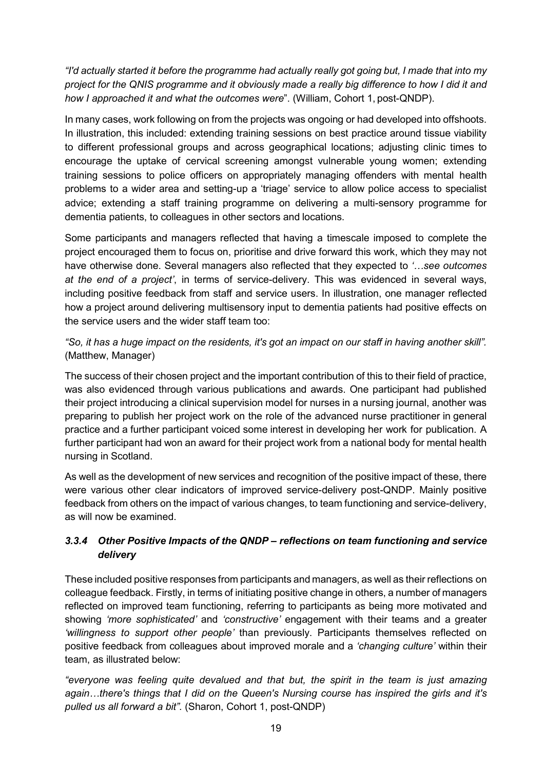*"I'd actually started it before the programme had actually really got going but, I made that into my project for the QNIS programme and it obviously made a really big difference to how I did it and how I approached it and what the outcomes were*". (William, Cohort 1, post-QNDP).

In many cases, work following on from the projects was ongoing or had developed into offshoots. In illustration, this included: extending training sessions on best practice around tissue viability to different professional groups and across geographical locations; adjusting clinic times to encourage the uptake of cervical screening amongst vulnerable young women; extending training sessions to police officers on appropriately managing offenders with mental health problems to a wider area and setting-up a 'triage' service to allow police access to specialist advice; extending a staff training programme on delivering a multi-sensory programme for dementia patients, to colleagues in other sectors and locations.

Some participants and managers reflected that having a timescale imposed to complete the project encouraged them to focus on, prioritise and drive forward this work, which they may not have otherwise done. Several managers also reflected that they expected to *'…see outcomes at the end of a project'*, in terms of service-delivery. This was evidenced in several ways, including positive feedback from staff and service users. In illustration, one manager reflected how a project around delivering multisensory input to dementia patients had positive effects on the service users and the wider staff team too:

*"So, it has a huge impact on the residents, it's got an impact on our staff in having another skill".* (Matthew, Manager)

The success of their chosen project and the important contribution of this to their field of practice, was also evidenced through various publications and awards. One participant had published their project introducing a clinical supervision model for nurses in a nursing journal, another was preparing to publish her project work on the role of the advanced nurse practitioner in general practice and a further participant voiced some interest in developing her work for publication. A further participant had won an award for their project work from a national body for mental health nursing in Scotland.

As well as the development of new services and recognition of the positive impact of these, there were various other clear indicators of improved service-delivery post-QNDP. Mainly positive feedback from others on the impact of various changes, to team functioning and service-delivery, as will now be examined.

### *3.3.4 Other Positive Impacts of the QNDP – reflections on team functioning and service delivery*

These included positive responses from participants and managers, as well as their reflections on colleague feedback. Firstly, in terms of initiating positive change in others, a number of managers reflected on improved team functioning, referring to participants as being more motivated and showing *'more sophisticated'* and *'constructive'* engagement with their teams and a greater *'willingness to support other people'* than previously. Participants themselves reflected on positive feedback from colleagues about improved morale and a *'changing culture'* within their team, as illustrated below:

*"everyone was feeling quite devalued and that but, the spirit in the team is just amazing again…there's things that I did on the Queen's Nursing course has inspired the girls and it's pulled us all forward a bit".* (Sharon, Cohort 1, post-QNDP)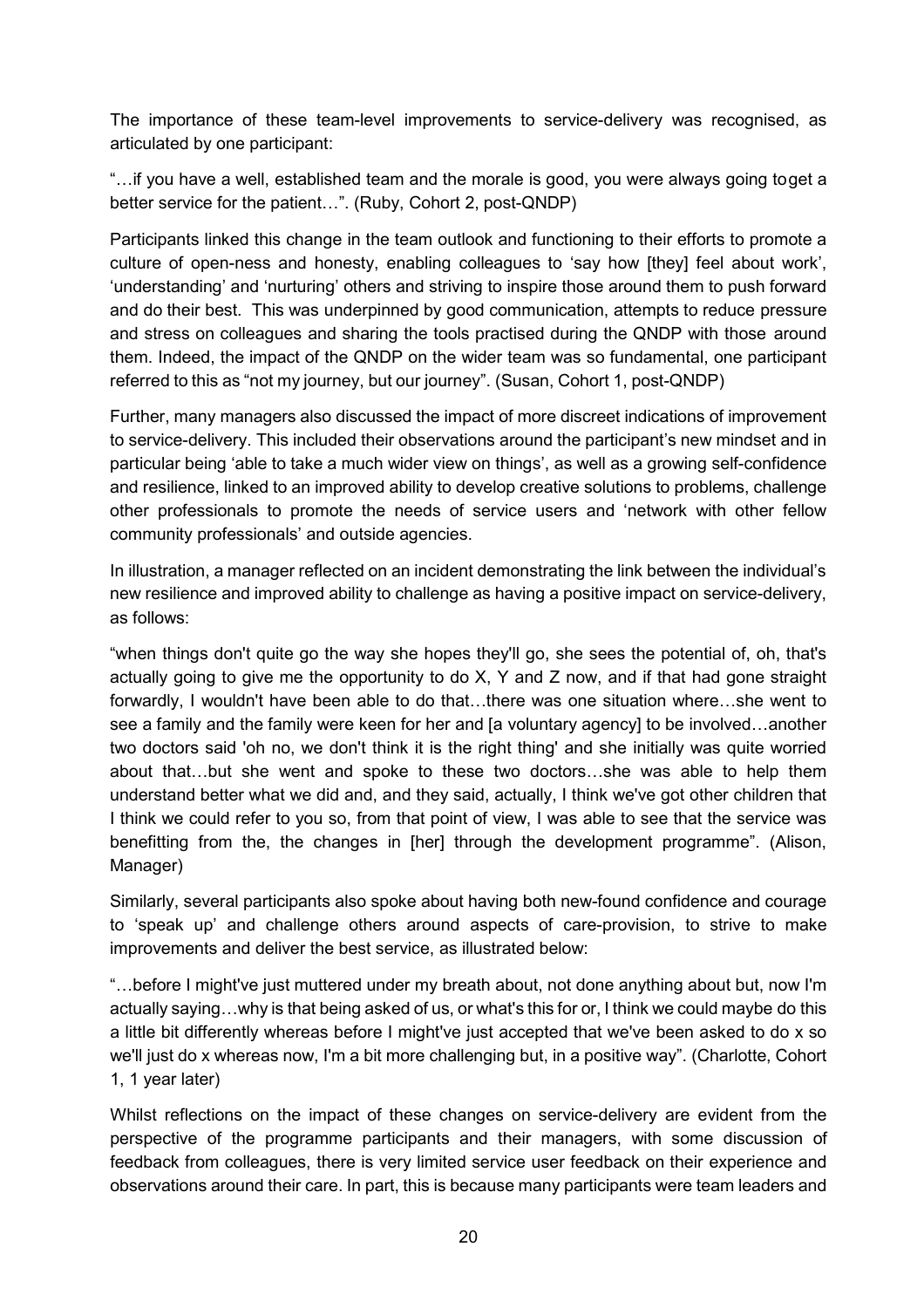The importance of these team-level improvements to service-delivery was recognised, as articulated by one participant:

"…if you have a well, established team and the morale is good, you were always going toget a better service for the patient…". (Ruby, Cohort 2, post-QNDP)

Participants linked this change in the team outlook and functioning to their efforts to promote a culture of open-ness and honesty, enabling colleagues to 'say how [they] feel about work', 'understanding' and 'nurturing' others and striving to inspire those around them to push forward and do their best. This was underpinned by good communication, attempts to reduce pressure and stress on colleagues and sharing the tools practised during the QNDP with those around them. Indeed, the impact of the QNDP on the wider team was so fundamental, one participant referred to this as "not my journey, but our journey". (Susan, Cohort 1, post-QNDP)

Further, many managers also discussed the impact of more discreet indications of improvement to service-delivery. This included their observations around the participant's new mindset and in particular being 'able to take a much wider view on things', as well as a growing self-confidence and resilience, linked to an improved ability to develop creative solutions to problems, challenge other professionals to promote the needs of service users and 'network with other fellow community professionals' and outside agencies.

In illustration, a manager reflected on an incident demonstrating the link between the individual's new resilience and improved ability to challenge as having a positive impact on service-delivery, as follows:

"when things don't quite go the way she hopes they'll go, she sees the potential of, oh, that's actually going to give me the opportunity to do X, Y and Z now, and if that had gone straight forwardly, I wouldn't have been able to do that…there was one situation where…she went to see a family and the family were keen for her and [a voluntary agency] to be involved…another two doctors said 'oh no, we don't think it is the right thing' and she initially was quite worried about that…but she went and spoke to these two doctors…she was able to help them understand better what we did and, and they said, actually, I think we've got other children that I think we could refer to you so, from that point of view, I was able to see that the service was benefitting from the, the changes in [her] through the development programme". (Alison, Manager)

Similarly, several participants also spoke about having both new-found confidence and courage to 'speak up' and challenge others around aspects of care-provision, to strive to make improvements and deliver the best service, as illustrated below:

"…before I might've just muttered under my breath about, not done anything about but, now I'm actually saying…why is that being asked of us, or what's this for or, I think we could maybe do this a little bit differently whereas before I might've just accepted that we've been asked to do x so we'll just do x whereas now, I'm a bit more challenging but, in a positive way". (Charlotte, Cohort 1, 1 year later)

Whilst reflections on the impact of these changes on service-delivery are evident from the perspective of the programme participants and their managers, with some discussion of feedback from colleagues, there is very limited service user feedback on their experience and observations around their care. In part, this is because many participants were team leaders and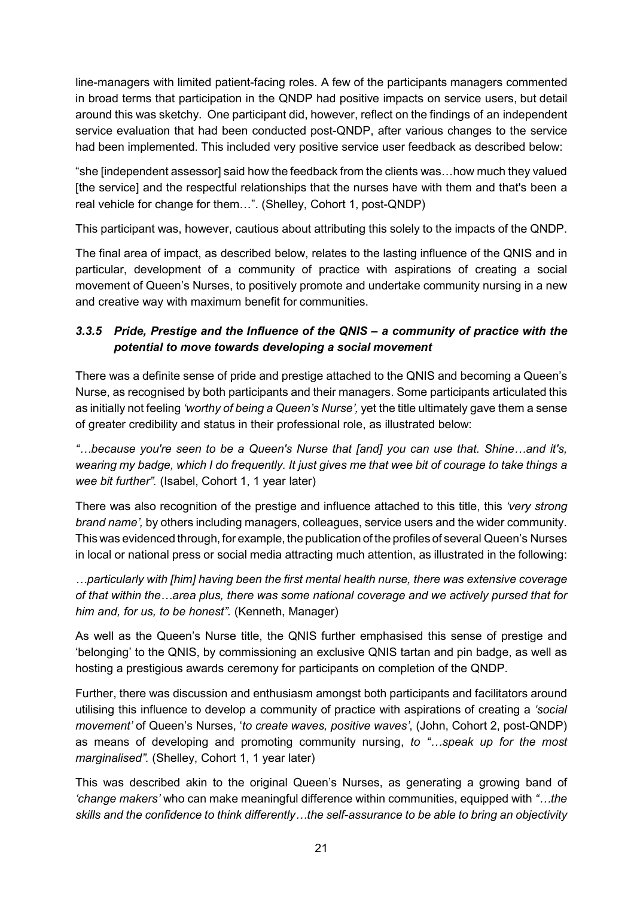line-managers with limited patient-facing roles. A few of the participants managers commented in broad terms that participation in the QNDP had positive impacts on service users, but detail around this was sketchy. One participant did, however, reflect on the findings of an independent service evaluation that had been conducted post-QNDP, after various changes to the service had been implemented. This included very positive service user feedback as described below:

"she [independent assessor] said how the feedback from the clients was…how much they valued [the service] and the respectful relationships that the nurses have with them and that's been a real vehicle for change for them…". (Shelley, Cohort 1, post-QNDP)

This participant was, however, cautious about attributing this solely to the impacts of the QNDP.

The final area of impact, as described below, relates to the lasting influence of the QNIS and in particular, development of a community of practice with aspirations of creating a social movement of Queen's Nurses, to positively promote and undertake community nursing in a new and creative way with maximum benefit for communities.

### *3.3.5 Pride, Prestige and the Influence of the QNIS – a community of practice with the potential to move towards developing a social movement*

There was a definite sense of pride and prestige attached to the QNIS and becoming a Queen's Nurse, as recognised by both participants and their managers. Some participants articulated this as initially not feeling *'worthy of being a Queen's Nurse',* yet the title ultimately gave them a sense of greater credibility and status in their professional role, as illustrated below:

*"…because you're seen to be a Queen's Nurse that [and] you can use that. Shine…and it's, wearing my badge, which I do frequently. It just gives me that wee bit of courage to take things a wee bit further".* (Isabel, Cohort 1, 1 year later)

There was also recognition of the prestige and influence attached to this title, this *'very strong brand name',* by others including managers, colleagues, service users and the wider community. This was evidenced through, for example, the publication of the profiles of several Queen's Nurses in local or national press or social media attracting much attention, as illustrated in the following:

*…particularly with [him] having been the first mental health nurse, there was extensive coverage of that within the…area plus, there was some national coverage and we actively pursed that for him and, for us, to be honest".* (Kenneth, Manager)

As well as the Queen's Nurse title, the QNIS further emphasised this sense of prestige and 'belonging' to the QNIS, by commissioning an exclusive QNIS tartan and pin badge, as well as hosting a prestigious awards ceremony for participants on completion of the QNDP.

Further, there was discussion and enthusiasm amongst both participants and facilitators around utilising this influence to develop a community of practice with aspirations of creating a *'social movement'* of Queen's Nurses, '*to create waves, positive waves'*, (John, Cohort 2, post-QNDP) as means of developing and promoting community nursing, *to "…speak up for the most marginalised".* (Shelley, Cohort 1, 1 year later)

This was described akin to the original Queen's Nurses, as generating a growing band of *'change makers'* who can make meaningful difference within communities, equipped with *"…the skills and the confidence to think differently…the self-assurance to be able to bring an objectivity*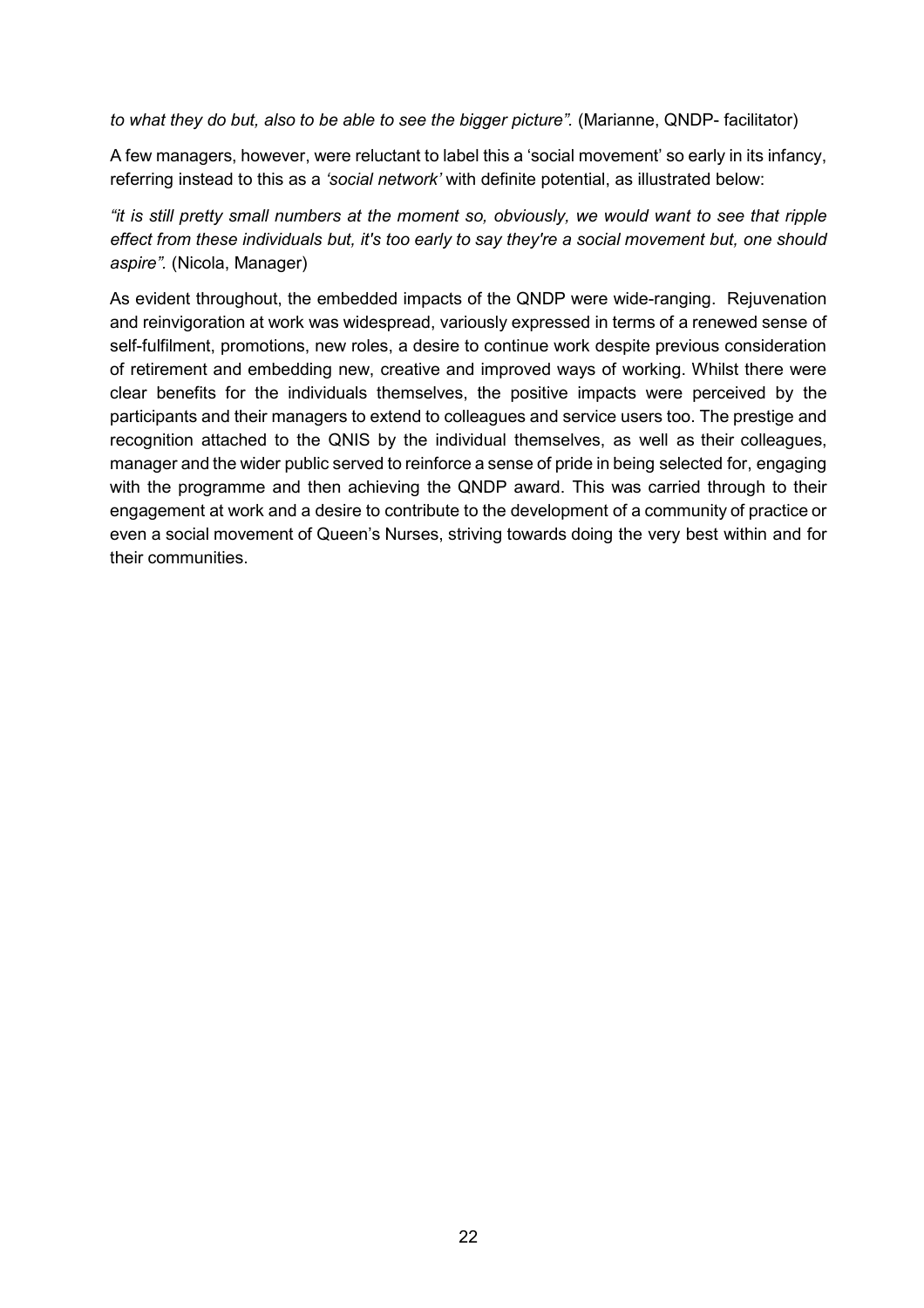*to what they do but, also to be able to see the bigger picture".* (Marianne, QNDP- facilitator)

A few managers, however, were reluctant to label this a 'social movement' so early in its infancy, referring instead to this as a *'social network'* with definite potential, as illustrated below:

*"it is still pretty small numbers at the moment so, obviously, we would want to see that ripple effect from these individuals but, it's too early to say they're a social movement but, one should aspire".* (Nicola, Manager)

As evident throughout, the embedded impacts of the QNDP were wide-ranging. Rejuvenation and reinvigoration at work was widespread, variously expressed in terms of a renewed sense of self-fulfilment, promotions, new roles, a desire to continue work despite previous consideration of retirement and embedding new, creative and improved ways of working. Whilst there were clear benefits for the individuals themselves, the positive impacts were perceived by the participants and their managers to extend to colleagues and service users too. The prestige and recognition attached to the QNIS by the individual themselves, as well as their colleagues, manager and the wider public served to reinforce a sense of pride in being selected for, engaging with the programme and then achieving the QNDP award. This was carried through to their engagement at work and a desire to contribute to the development of a community of practice or even a social movement of Queen's Nurses, striving towards doing the very best within and for their communities.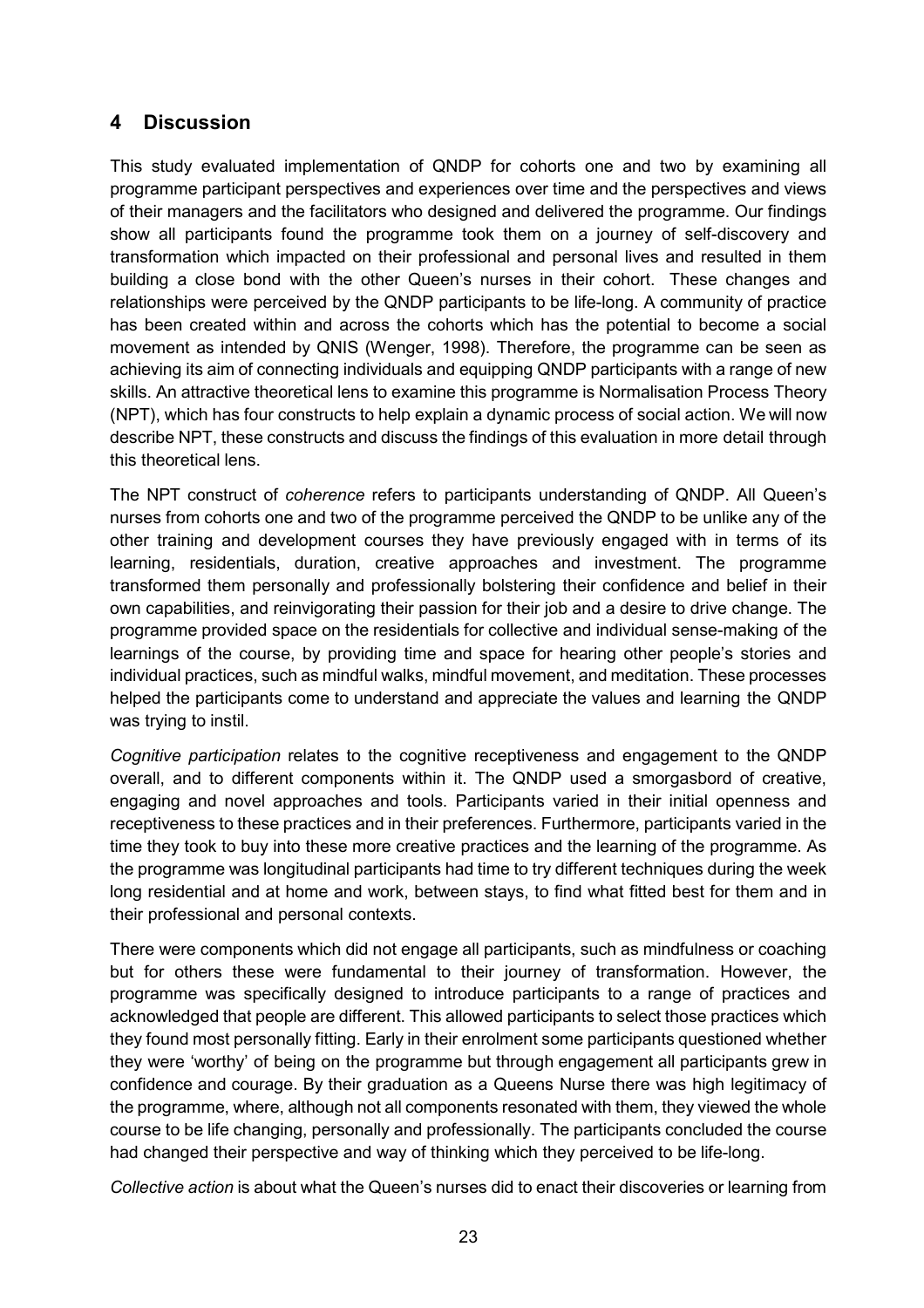## 4 Discussion

This study evaluated implementation of QNDP for cohorts one and two by examining all programme participant perspectives and experiences over time and the perspectives and views of their managers and the facilitators who designed and delivered the programme. Our findings show all participants found the programme took them on a journey of self-discovery and transformation which impacted on their professional and personal lives and resulted in them building a close bond with the other Queen's nurses in their cohort. These changes and relationships were perceived by the QNDP participants to be life-long. A community of practice has been created within and across the cohorts which has the potential to become a social movement as intended by QNIS (Wenger, 1998). Therefore, the programme can be seen as achieving its aim of connecting individuals and equipping QNDP participants with a range of new skills. An attractive theoretical lens to examine this programme is Normalisation Process Theory (NPT), which has four constructs to help explain a dynamic process of social action. We will now describe NPT, these constructs and discuss the findings of this evaluation in more detail through this theoretical lens.

The NPT construct of *coherence* refers to participants understanding of QNDP. All Queen's nurses from cohorts one and two of the programme perceived the QNDP to be unlike any of the other training and development courses they have previously engaged with in terms of its learning, residentials, duration, creative approaches and investment. The programme transformed them personally and professionally bolstering their confidence and belief in their own capabilities, and reinvigorating their passion for their job and a desire to drive change. The programme provided space on the residentials for collective and individual sense-making of the learnings of the course, by providing time and space for hearing other people's stories and individual practices, such as mindful walks, mindful movement, and meditation. These processes helped the participants come to understand and appreciate the values and learning the QNDP was trying to instil.

*Cognitive participation* relates to the cognitive receptiveness and engagement to the QNDP overall, and to different components within it. The QNDP used a smorgasbord of creative, engaging and novel approaches and tools. Participants varied in their initial openness and receptiveness to these practices and in their preferences. Furthermore, participants varied in the time they took to buy into these more creative practices and the learning of the programme. As the programme was longitudinal participants had time to try different techniques during the week long residential and at home and work, between stays, to find what fitted best for them and in their professional and personal contexts.

There were components which did not engage all participants, such as mindfulness or coaching but for others these were fundamental to their journey of transformation. However, the programme was specifically designed to introduce participants to a range of practices and acknowledged that people are different. This allowed participants to select those practices which they found most personally fitting. Early in their enrolment some participants questioned whether they were 'worthy' of being on the programme but through engagement all participants grew in confidence and courage. By their graduation as a Queens Nurse there was high legitimacy of the programme, where, although not all components resonated with them, they viewed the whole course to be life changing, personally and professionally. The participants concluded the course had changed their perspective and way of thinking which they perceived to be life-long.

*Collective action* is about what the Queen's nurses did to enact their discoveries or learning from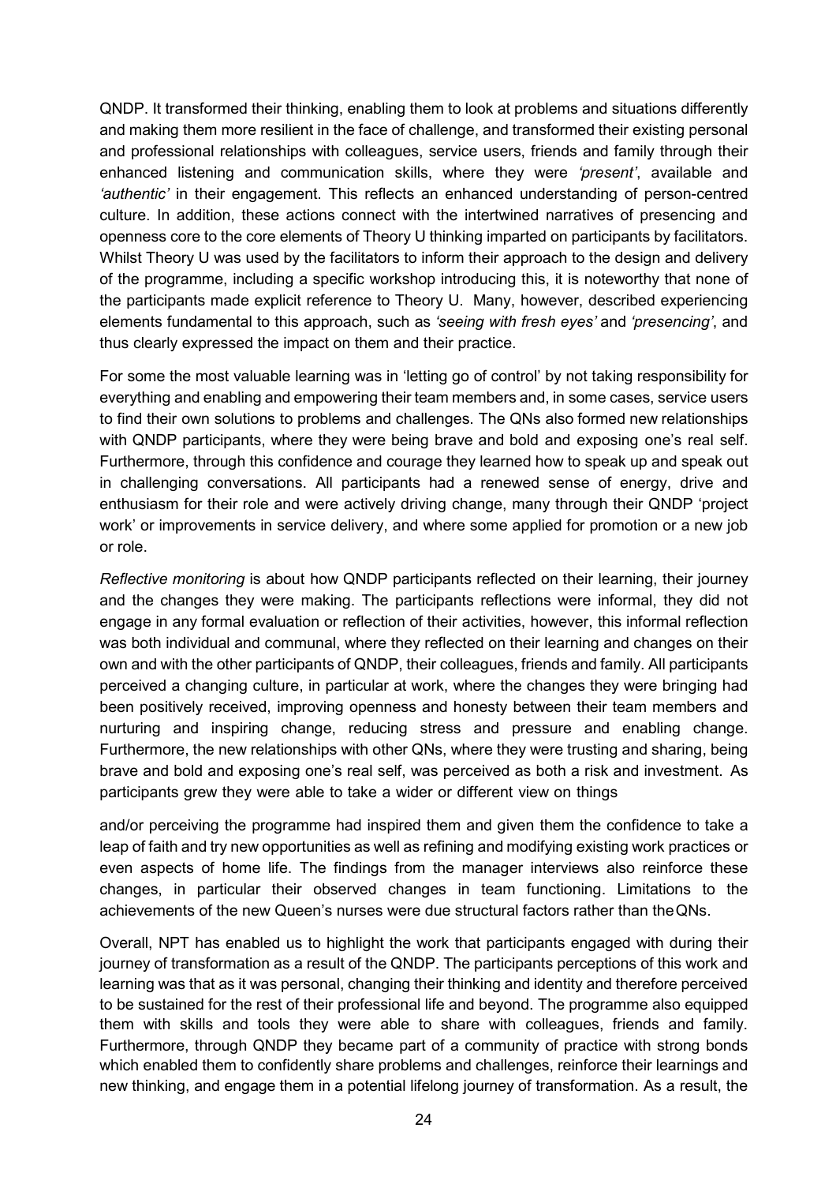QNDP. It transformed their thinking, enabling them to look at problems and situations differently and making them more resilient in the face of challenge, and transformed their existing personal and professional relationships with colleagues, service users, friends and family through their enhanced listening and communication skills, where they were *'present'*, available and *'authentic'* in their engagement. This reflects an enhanced understanding of person-centred culture. In addition, these actions connect with the intertwined narratives of presencing and openness core to the core elements of Theory U thinking imparted on participants by facilitators. Whilst Theory U was used by the facilitators to inform their approach to the design and delivery of the programme, including a specific workshop introducing this, it is noteworthy that none of the participants made explicit reference to Theory U. Many, however, described experiencing elements fundamental to this approach, such as *'seeing with fresh eyes'* and *'presencing'*, and thus clearly expressed the impact on them and their practice.

For some the most valuable learning was in 'letting go of control' by not taking responsibility for everything and enabling and empowering their team members and, in some cases, service users to find their own solutions to problems and challenges. The QNs also formed new relationships with QNDP participants, where they were being brave and bold and exposing one's real self. Furthermore, through this confidence and courage they learned how to speak up and speak out in challenging conversations. All participants had a renewed sense of energy, drive and enthusiasm for their role and were actively driving change, many through their QNDP 'project work' or improvements in service delivery, and where some applied for promotion or a new job or role.

*Reflective monitoring* is about how QNDP participants reflected on their learning, their journey and the changes they were making. The participants reflections were informal, they did not engage in any formal evaluation or reflection of their activities, however, this informal reflection was both individual and communal, where they reflected on their learning and changes on their own and with the other participants of QNDP, their colleagues, friends and family. All participants perceived a changing culture, in particular at work, where the changes they were bringing had been positively received, improving openness and honesty between their team members and nurturing and inspiring change, reducing stress and pressure and enabling change. Furthermore, the new relationships with other QNs, where they were trusting and sharing, being brave and bold and exposing one's real self, was perceived as both a risk and investment. As participants grew they were able to take a wider or different view on things

and/or perceiving the programme had inspired them and given them the confidence to take a leap of faith and try new opportunities as well as refining and modifying existing work practices or even aspects of home life. The findings from the manager interviews also reinforce these changes, in particular their observed changes in team functioning. Limitations to the achievements of the new Queen's nurses were due structural factors rather than the QNs.

Overall, NPT has enabled us to highlight the work that participants engaged with during their journey of transformation as a result of the QNDP. The participants perceptions of this work and learning was that as it was personal, changing their thinking and identity and therefore perceived to be sustained for the rest of their professional life and beyond. The programme also equipped them with skills and tools they were able to share with colleagues, friends and family. Furthermore, through QNDP they became part of a community of practice with strong bonds which enabled them to confidently share problems and challenges, reinforce their learnings and new thinking, and engage them in a potential lifelong journey of transformation. As a result, the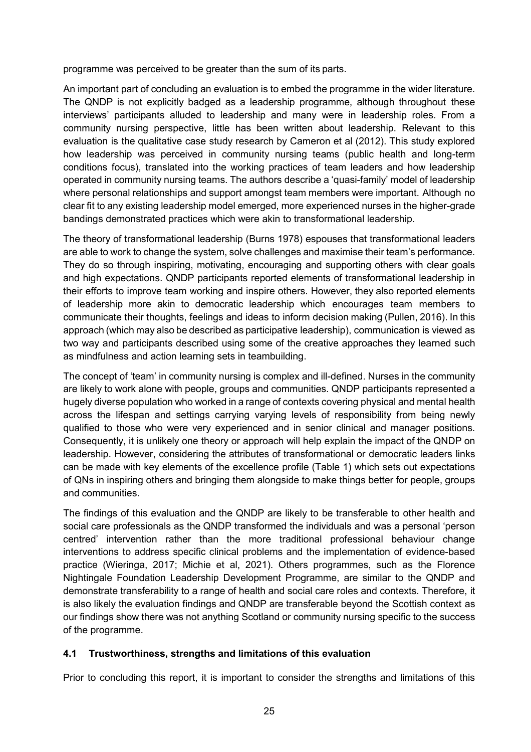programme was perceived to be greater than the sum of its parts.

An important part of concluding an evaluation is to embed the programme in the wider literature. The QNDP is not explicitly badged as a leadership programme, although throughout these interviews' participants alluded to leadership and many were in leadership roles. From a community nursing perspective, little has been written about leadership. Relevant to this evaluation is the qualitative case study research by Cameron et al (2012). This study explored how leadership was perceived in community nursing teams (public health and long-term conditions focus), translated into the working practices of team leaders and how leadership operated in community nursing teams. The authors describe a 'quasi-family' model of leadership where personal relationships and support amongst team members were important. Although no clear fit to any existing leadership model emerged, more experienced nurses in the higher-grade bandings demonstrated practices which were akin to transformational leadership.

The theory of transformational leadership (Burns 1978) espouses that transformational leaders are able to work to change the system, solve challenges and maximise their team's performance. They do so through inspiring, motivating, encouraging and supporting others with clear goals and high expectations. QNDP participants reported elements of transformational leadership in their efforts to improve team working and inspire others. However, they also reported elements of leadership more akin to democratic leadership which encourages team members to communicate their thoughts, feelings and ideas to inform decision making (Pullen, 2016). In this approach (which may also be described as participative leadership), communication is viewed as two way and participants described using some of the creative approaches they learned such as mindfulness and action learning sets in teambuilding.

The concept of 'team' in community nursing is complex and ill-defined. Nurses in the community are likely to work alone with people, groups and communities. QNDP participants represented a hugely diverse population who worked in a range of contexts covering physical and mental health across the lifespan and settings carrying varying levels of responsibility from being newly qualified to those who were very experienced and in senior clinical and manager positions. Consequently, it is unlikely one theory or approach will help explain the impact of the QNDP on leadership. However, considering the attributes of transformational or democratic leaders links can be made with key elements of the excellence profile (Table 1) which sets out expectations of QNs in inspiring others and bringing them alongside to make things better for people, groups and communities.

The findings of this evaluation and the QNDP are likely to be transferable to other health and social care professionals as the QNDP transformed the individuals and was a personal 'person centred' intervention rather than the more traditional professional behaviour change interventions to address specific clinical problems and the implementation of evidence-based practice (Wieringa, 2017; Michie et al, 2021). Others programmes, such as the Florence Nightingale Foundation Leadership Development Programme, are similar to the QNDP and demonstrate transferability to a range of health and social care roles and contexts. Therefore, it is also likely the evaluation findings and QNDP are transferable beyond the Scottish context as our findings show there was not anything Scotland or community nursing specific to the success of the programme.

### 4.1 Trustworthiness, strengths and limitations of this evaluation

Prior to concluding this report, it is important to consider the strengths and limitations of this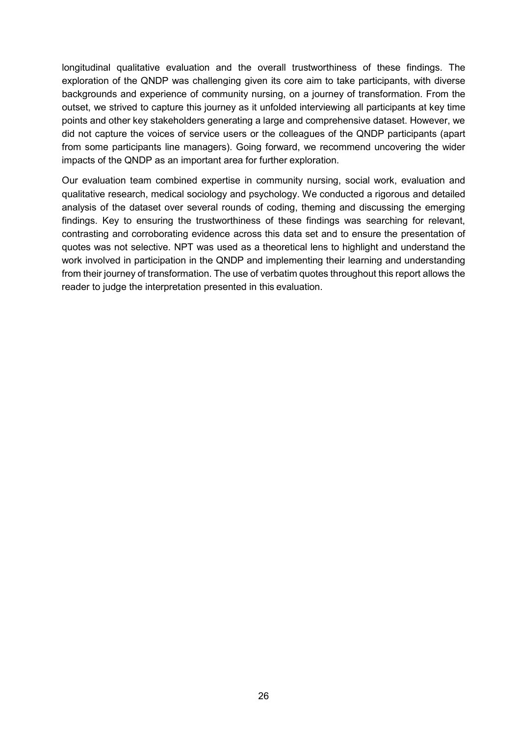longitudinal qualitative evaluation and the overall trustworthiness of these findings. The exploration of the QNDP was challenging given its core aim to take participants, with diverse backgrounds and experience of community nursing, on a journey of transformation. From the outset, we strived to capture this journey as it unfolded interviewing all participants at key time points and other key stakeholders generating a large and comprehensive dataset. However, we did not capture the voices of service users or the colleagues of the QNDP participants (apart from some participants line managers). Going forward, we recommend uncovering the wider impacts of the QNDP as an important area for further exploration.

Our evaluation team combined expertise in community nursing, social work, evaluation and qualitative research, medical sociology and psychology. We conducted a rigorous and detailed analysis of the dataset over several rounds of coding, theming and discussing the emerging findings. Key to ensuring the trustworthiness of these findings was searching for relevant, contrasting and corroborating evidence across this data set and to ensure the presentation of quotes was not selective. NPT was used as a theoretical lens to highlight and understand the work involved in participation in the QNDP and implementing their learning and understanding from their journey of transformation. The use of verbatim quotes throughout this report allows the reader to judge the interpretation presented in this evaluation.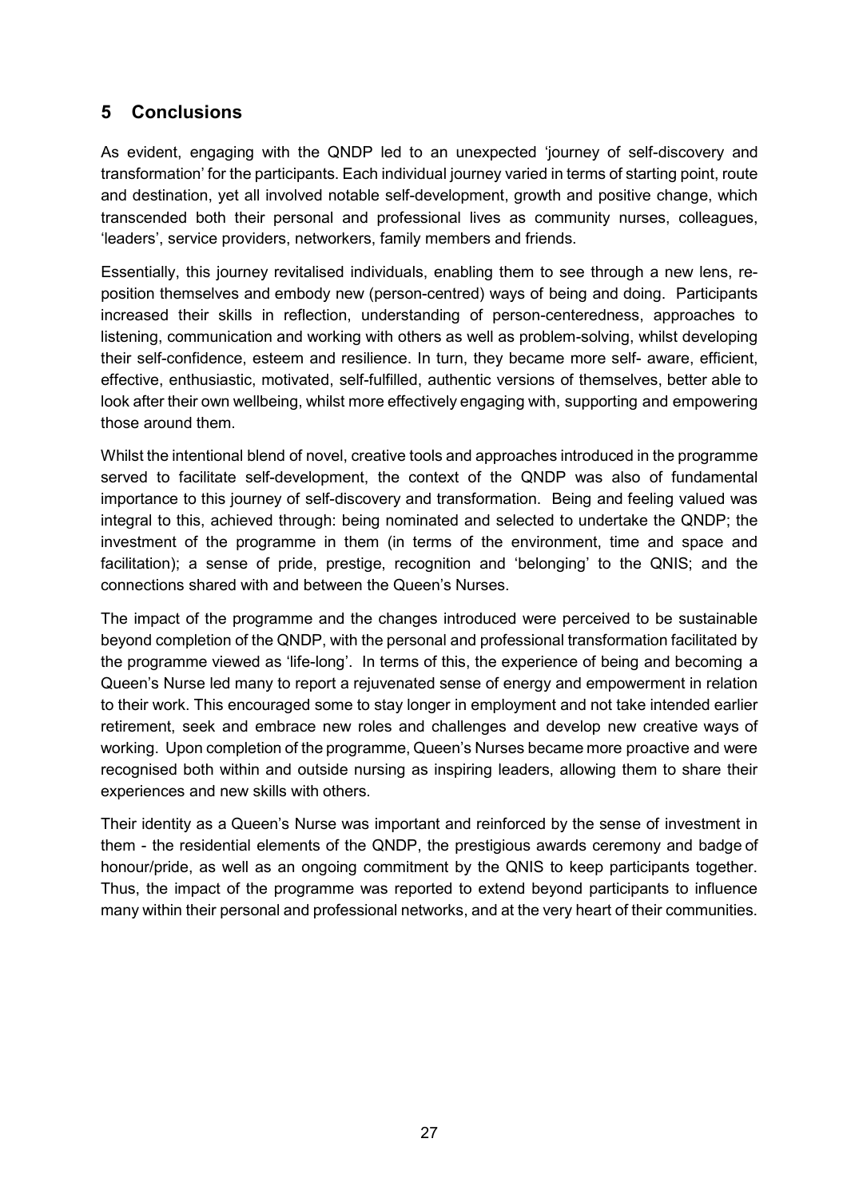## 5 Conclusions

As evident, engaging with the QNDP led to an unexpected 'journey of self-discovery and transformation' for the participants. Each individual journey varied in terms of starting point, route and destination, yet all involved notable self-development, growth and positive change, which transcended both their personal and professional lives as community nurses, colleagues, 'leaders', service providers, networkers, family members and friends.

Essentially, this journey revitalised individuals, enabling them to see through a new lens, re-position themselves and embody new (person-centred) ways of being and doing. Participants increased their skills in reflection, understanding of person-centeredness, approaches to listening, communication and working with others as well as problem-solving, whilst developing their self-confidence, esteem and resilience. In turn, they became more self- aware, efficient, effective, enthusiastic, motivated, self-fulfilled, authentic versions of themselves, better able to look after their own wellbeing, whilst more effectively engaging with, supporting and empowering those around them.

Whilst the intentional blend of novel, creative tools and approaches introduced in the programme served to facilitate self-development, the context of the QNDP was also of fundamental importance to this journey of self-discovery and transformation. Being and feeling valued was integral to this, achieved through: being nominated and selected to undertake the QNDP; the investment of the programme in them (in terms of the environment, time and space and facilitation); a sense of pride, prestige, recognition and 'belonging' to the QNIS; and the connections shared with and between the Queen's Nurses.

The impact of the programme and the changes introduced were perceived to be sustainable beyond completion of the QNDP, with the personal and professional transformation facilitated by the programme viewed as 'life-long'. In terms of this, the experience of being and becoming a Queen's Nurse led many to report a rejuvenated sense of energy and empowerment in relation to their work. This encouraged some to stay longer in employment and not take intended earlier retirement, seek and embrace new roles and challenges and develop new creative ways of working. Upon completion of the programme, Queen's Nurses became more proactive and were recognised both within and outside nursing as inspiring leaders, allowing them to share their experiences and new skills with others.

Their identity as a Queen's Nurse was important and reinforced by the sense of investment in them - the residential elements of the QNDP, the prestigious awards ceremony and badge of honour/pride, as well as an ongoing commitment by the QNIS to keep participants together. Thus, the impact of the programme was reported to extend beyond participants to influence many within their personal and professional networks, and at the very heart of their communities.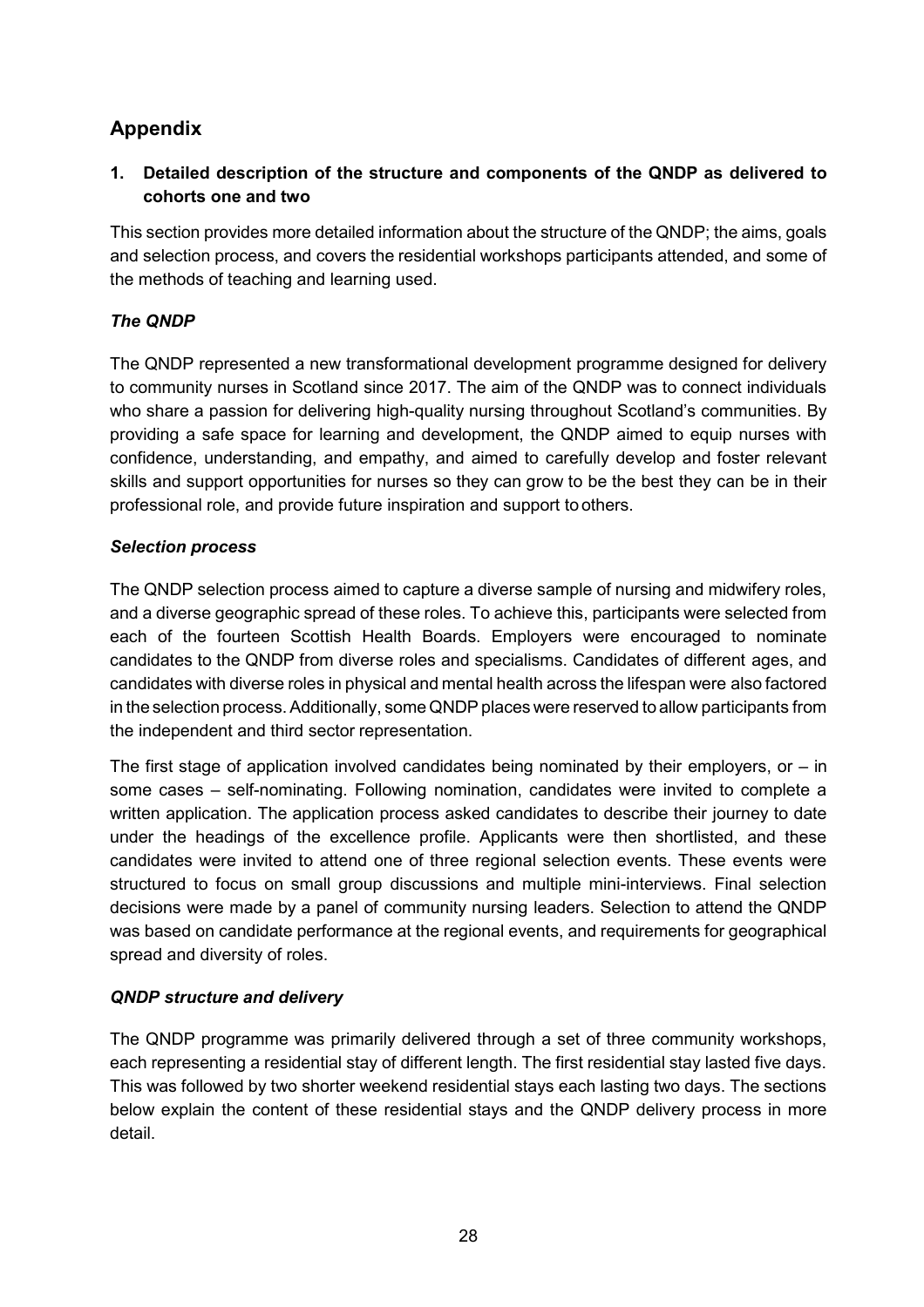# Appendix

## 1. Detailed description of the structure and components of the QNDP as delivered to cohorts one and two

This section provides more detailed information about the structure of the QNDP; the aims, goals and selection process, and covers the residential workshops participants attended, and some of the methods of teaching and learning used.

### *The QNDP*

The QNDP represented a new transformational development programme designed for delivery to community nurses in Scotland since 2017. The aim of the QNDP was to connect individuals who share a passion for delivering high-quality nursing throughout Scotland's communities. By providing a safe space for learning and development, the QNDP aimed to equip nurses with confidence, understanding, and empathy, and aimed to carefully develop and foster relevant skills and support opportunities for nurses so they can grow to be the best they can be in their professional role, and provide future inspiration and support to others.

### *Selection process*

The QNDP selection process aimed to capture a diverse sample of nursing and midwifery roles, and a diverse geographic spread of these roles. To achieve this, participants were selected from each of the fourteen Scottish Health Boards. Employers were encouraged to nominate candidates to the QNDP from diverse roles and specialisms. Candidates of different ages, and candidates with diverse roles in physical and mental health across the lifespan were also factored in the selection process. Additionally, some QNDP places were reserved to allow participants from the independent and third sector representation.

The first stage of application involved candidates being nominated by their employers, or – in some cases – self-nominating. Following nomination, candidates were invited to complete a written application. The application process asked candidates to describe their journey to date under the headings of the excellence profile. Applicants were then shortlisted, and these candidates were invited to attend one of three regional selection events. These events were structured to focus on small group discussions and multiple mini-interviews. Final selection decisions were made by a panel of community nursing leaders. Selection to attend the QNDP was based on candidate performance at the regional events, and requirements for geographical spread and diversity of roles.

### *QNDP structure and delivery*

The QNDP programme was primarily delivered through a set of three community workshops, each representing a residential stay of different length. The first residential stay lasted five days. This was followed by two shorter weekend residential stays each lasting two days. The sections below explain the content of these residential stays and the QNDP delivery process in more detail.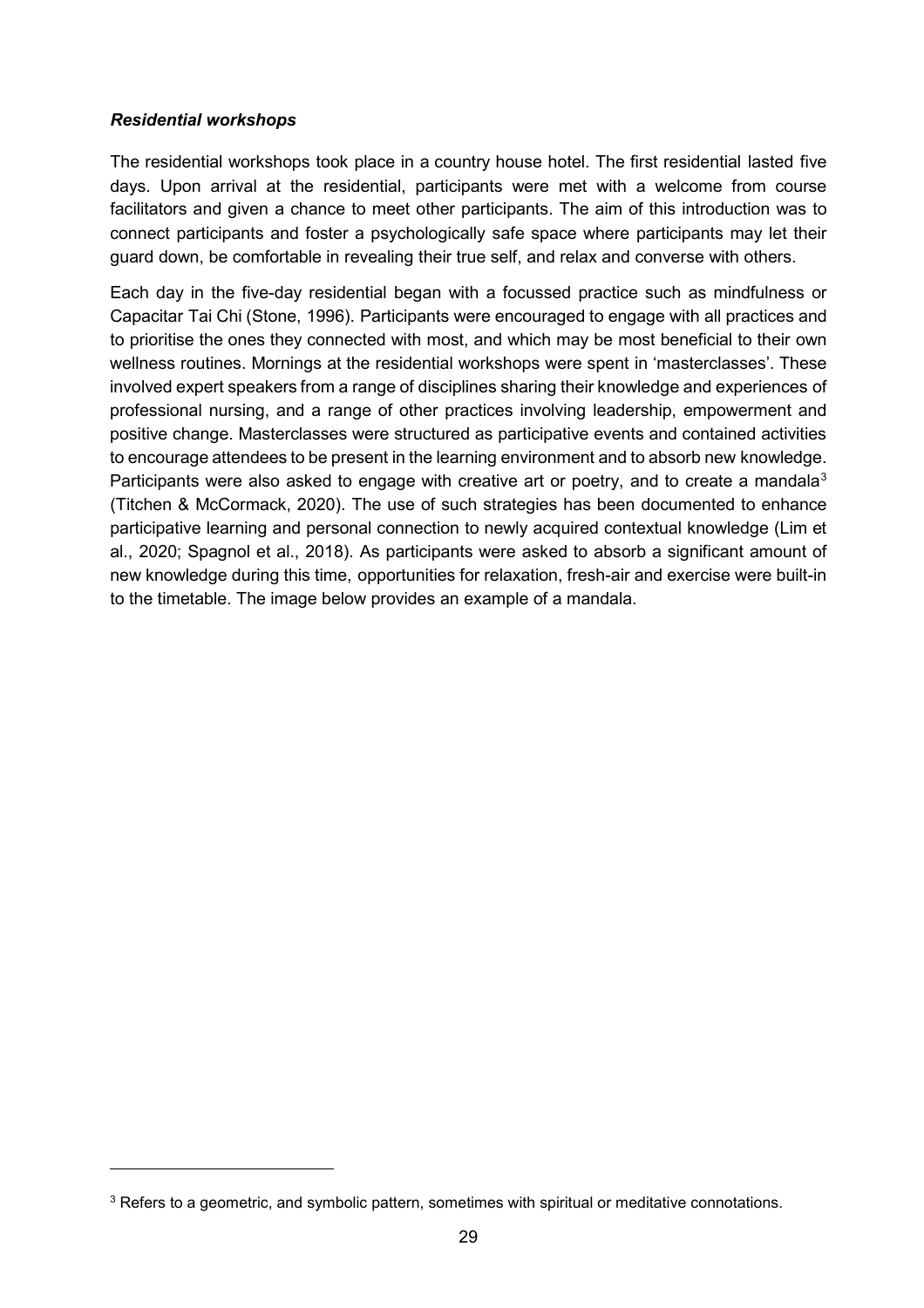### *Residential workshops*

The residential workshops took place in a country house hotel. The first residential lasted five days. Upon arrival at the residential, participants were met with a welcome from course facilitators and given a chance to meet other participants. The aim of this introduction was to connect participants and foster a psychologically safe space where participants may let their guard down, be comfortable in revealing their true self, and relax and converse with others.

Each day in the five-day residential began with a focussed practice such as mindfulness or Capacitar Tai Chi (Stone, 1996). Participants were encouraged to engage with all practices and to prioritise the ones they connected with most, and which may be most beneficial to their own wellness routines. Mornings at the residential workshops were spent in 'masterclasses'. These involved expert speakers from a range of disciplines sharing their knowledge and experiences of professional nursing, and a range of other practices involving leadership, empowerment and positive change. Masterclasses were structured as participative events and contained activities to encourage attendees to be present in the learning environment and to absorb new knowledge. Participants were also asked to engage with creative art or poetry, and to create a mandala[3] (Titchen & McCormack, 2020). The use of such strategies has been documented to enhance participative learning and personal connection to newly acquired contextual knowledge (Lim et al., 2020; Spagnol et al., 2018). As participants were asked to absorb a significant amount of new knowledge during this time, opportunities for relaxation, fresh-air and exercise were built-in to the timetable. The image below provides an example of a mandala.

[3] Refers to a geometric, and symbolic pattern, sometimes with spiritual or meditative connotations.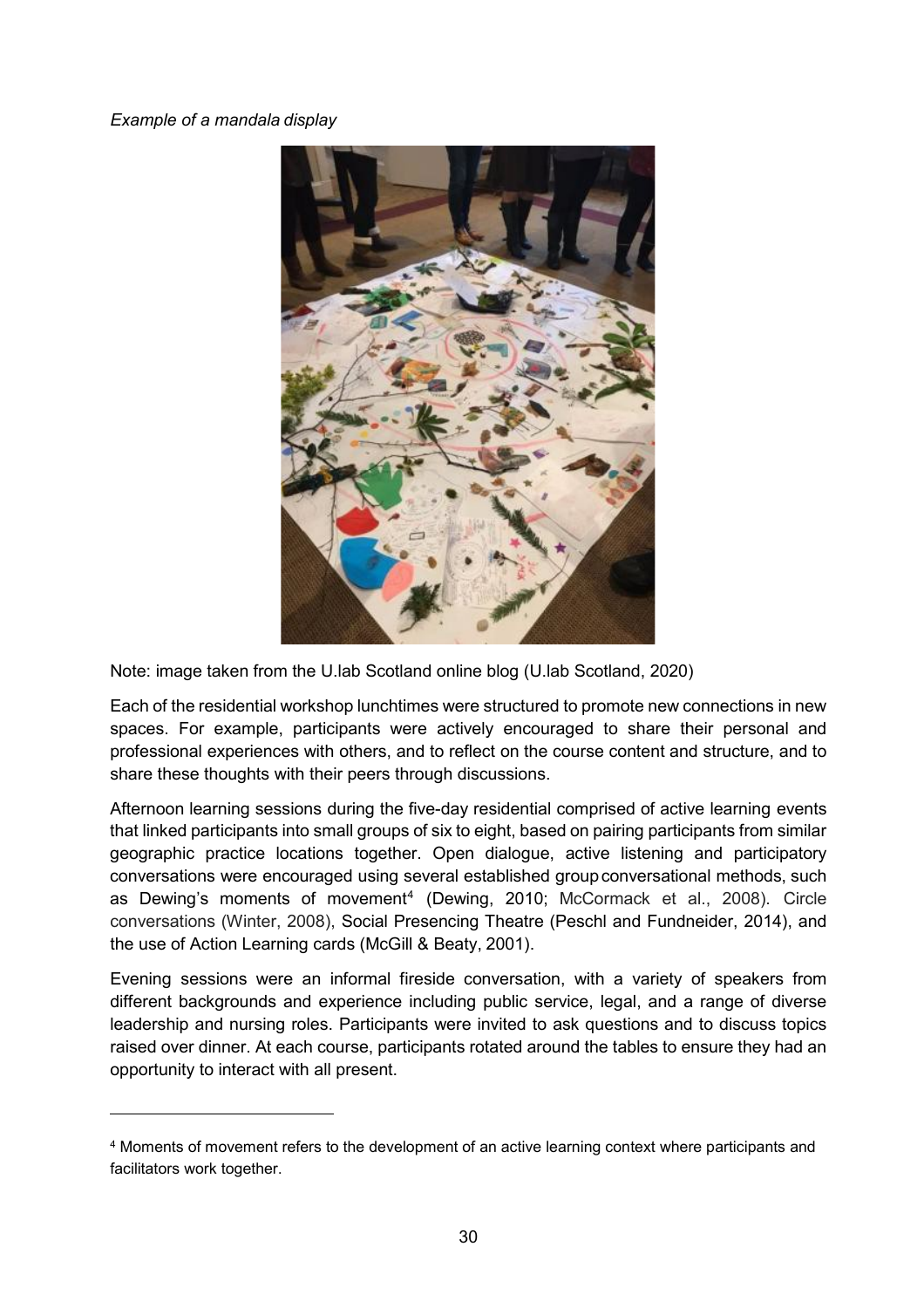*Example of a mandala display*

Note: image taken from the U.lab Scotland online blog (U.lab Scotland, 2020)

Each of the residential workshop lunchtimes were structured to promote new connections in new spaces. For example, participants were actively encouraged to share their personal and professional experiences with others, and to reflect on the course content and structure, and to share these thoughts with their peers through discussions.

Afternoon learning sessions during the five-day residential comprised of active learning events that linked participants into small groups of six to eight, based on pairing participants from similar geographic practice locations together. Open dialogue, active listening and participatory conversations were encouraged using several established group conversational methods, such as Dewing's moments of movement[4] (Dewing, 2010; McCormack et al., 2008). Circle conversations (Winter, 2008), Social Presencing Theatre (Peschl and Fundneider, 2014), and the use of Action Learning cards (McGill & Beaty, 2001).

Evening sessions were an informal fireside conversation, with a variety of speakers from different backgrounds and experience including public service, legal, and a range of diverse leadership and nursing roles. Participants were invited to ask questions and to discuss topics raised over dinner. At each course, participants rotated around the tables to ensure they had an opportunity to interact with all present.

---

[4] Moments of movement refers to the development of an active learning context where participants and facilitators work together.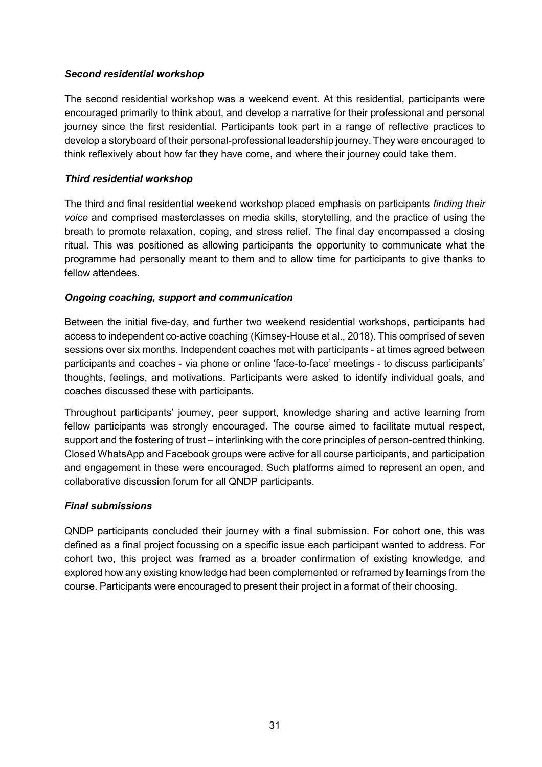### *Second residential workshop*

The second residential workshop was a weekend event. At this residential, participants were encouraged primarily to think about, and develop a narrative for their professional and personal journey since the first residential. Participants took part in a range of reflective practices to develop a storyboard of their personal-professional leadership journey. They were encouraged to think reflexively about how far they have come, and where their journey could take them.

### *Third residential workshop*

The third and final residential weekend workshop placed emphasis on participants *finding their voice* and comprised masterclasses on media skills, storytelling, and the practice of using the breath to promote relaxation, coping, and stress relief. The final day encompassed a closing ritual. This was positioned as allowing participants the opportunity to communicate what the programme had personally meant to them and to allow time for participants to give thanks to fellow attendees.

### *Ongoing coaching, support and communication*

Between the initial five-day, and further two weekend residential workshops, participants had access to independent co-active coaching (Kimsey-House et al., 2018). This comprised of seven sessions over six months. Independent coaches met with participants - at times agreed between participants and coaches - via phone or online 'face-to-face' meetings - to discuss participants' thoughts, feelings, and motivations. Participants were asked to identify individual goals, and coaches discussed these with participants.

Throughout participants' journey, peer support, knowledge sharing and active learning from fellow participants was strongly encouraged. The course aimed to facilitate mutual respect, support and the fostering of trust – interlinking with the core principles of person-centred thinking. Closed WhatsApp and Facebook groups were active for all course participants, and participation and engagement in these were encouraged. Such platforms aimed to represent an open, and collaborative discussion forum for all QNDP participants.

### *Final submissions*

QNDP participants concluded their journey with a final submission. For cohort one, this was defined as a final project focussing on a specific issue each participant wanted to address. For cohort two, this project was framed as a broader confirmation of existing knowledge, and explored how any existing knowledge had been complemented or reframed by learnings from the course. Participants were encouraged to present their project in a format of their choosing.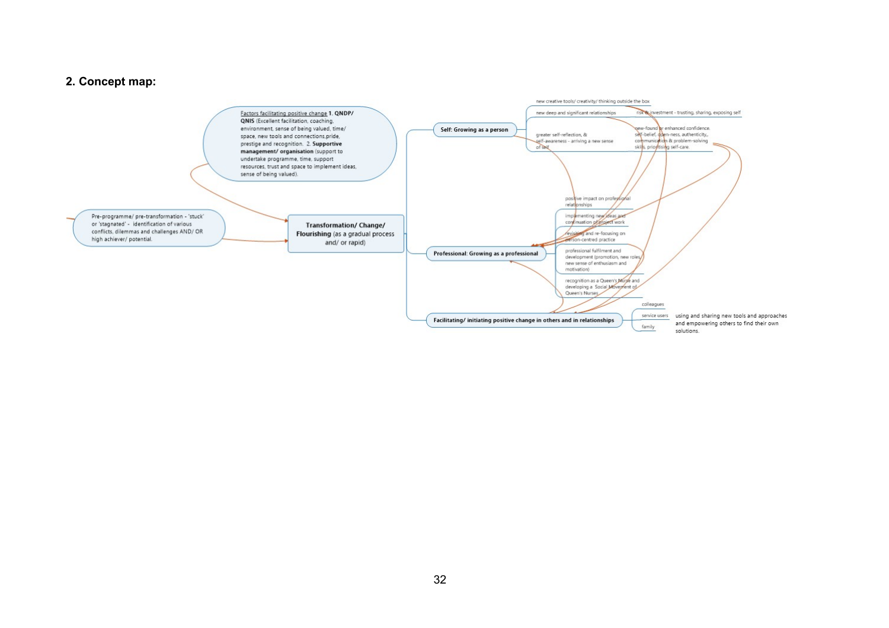## 2. Concept map:

Factors facilitating positive change **1. QNDP/ QNIS** (Excellent facilitation, coaching, environment, sense of being valued, time/ space, new tools and connections,pride, prestige and recognition. 2. **Supportive management/ organisation** (support to undertake programme, time, support resources, trust and space to implement ideas, sense of being valued).

Pre-programme/ pre-transformation - 'stuck' or 'stagnated' - identification of various conflicts, dilemmas and challenges AND/ OR high achiever/ potential.

**Transformation/ Change/ Flourishing** (as a gradual process and/ or rapid)

**Self: Growing as a person**

- new creative tools/ creativity/ thinking outside the box
- new deep and significant relationships
  - risk & investment - trusting, sharing, exposing self
- greater self-reflection, & self-awareness - arriving a new sense of self
  - new-found or enhanced confidence, self-belief, open-ness, authenticity,, communication & problem-solving skills, prioritising self-care.

**Professional: Growing as a professional**

- positive impact on professional relationships
- implementing new ideas and continuation of project work
- revisiting and re-focusing on person-centred practice
- professional fulfilment and development (promotion, new roles, new sense of enthusiasm and motivation)
- recognition as a Queen's Nurse and developing a Social Movement of Queen's Nurses

**Facilitating/ initiating positive change in others and in relationships**

- colleagues
- service users
- family

using and sharing new tools and approaches and empowering others to find their own solutions.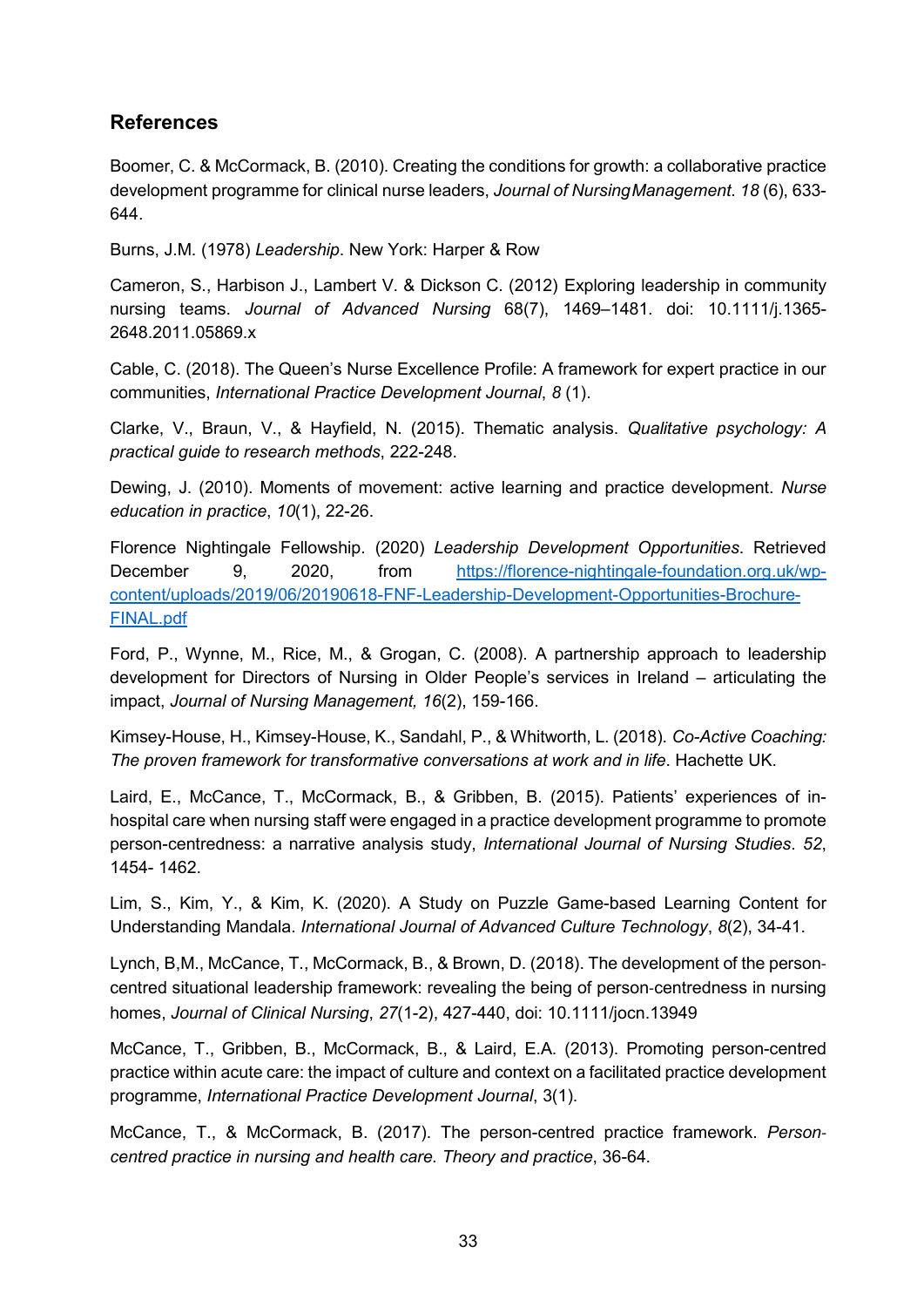## References

Boomer, C. & McCormack, B. (2010). Creating the conditions for growth: a collaborative practice development programme for clinical nurse leaders, *Journal of Nursing Management*. *18* (6), 633-644.

Burns, J.M. (1978) *Leadership*. New York: Harper & Row

Cameron, S., Harbison J., Lambert V. & Dickson C. (2012) Exploring leadership in community nursing teams. *Journal of Advanced Nursing* 68(7), 1469–1481. doi: 10.1111/j.1365-2648.2011.05869.x

Cable, C. (2018). The Queen's Nurse Excellence Profile: A framework for expert practice in our communities, *International Practice Development Journal*, *8* (1).

Clarke, V., Braun, V., & Hayfield, N. (2015). Thematic analysis. *Qualitative psychology: A practical guide to research methods*, 222-248.

Dewing, J. (2010). Moments of movement: active learning and practice development. *Nurse education in practice*, *10*(1), 22-26.

Florence Nightingale Fellowship. (2020) *Leadership Development Opportunities*. Retrieved December 9, 2020, from [https://florence-nightingale-foundation.org.uk/wp-content/uploads/2019/06/20190618-FNF-Leadership-Development-Opportunities-Brochure-FINAL.pdf](https://florence-nightingale-foundation.org.uk/wp-content/uploads/2019/06/20190618-FNF-Leadership-Development-Opportunities-Brochure-FINAL.pdf)

Ford, P., Wynne, M., Rice, M., & Grogan, C. (2008). A partnership approach to leadership development for Directors of Nursing in Older People's services in Ireland – articulating the impact, *Journal of Nursing Management, 16*(2), 159-166.

Kimsey-House, H., Kimsey-House, K., Sandahl, P., & Whitworth, L. (2018). *Co-Active Coaching: The proven framework for transformative conversations at work and in life*. Hachette UK.

Laird, E., McCance, T., McCormack, B., & Gribben, B. (2015). Patients' experiences of in-hospital care when nursing staff were engaged in a practice development programme to promote person-centredness: a narrative analysis study, *International Journal of Nursing Studies*. *52*, 1454- 1462.

Lim, S., Kim, Y., & Kim, K. (2020). A Study on Puzzle Game-based Learning Content for Understanding Mandala. *International Journal of Advanced Culture Technology*, *8*(2), 34-41.

Lynch, B,M., McCance, T., McCormack, B., & Brown, D. (2018). The development of the person-centred situational leadership framework: revealing the being of person-centredness in nursing homes, *Journal of Clinical Nursing*, *27*(1-2), 427-440, doi: 10.1111/jocn.13949

McCance, T., Gribben, B., McCormack, B., & Laird, E.A. (2013). Promoting person-centred practice within acute care: the impact of culture and context on a facilitated practice development programme, *International Practice Development Journal*, 3(1).

McCance, T., & McCormack, B. (2017). The person-centred practice framework. *Person-centred practice in nursing and health care. Theory and practice*, 36-64.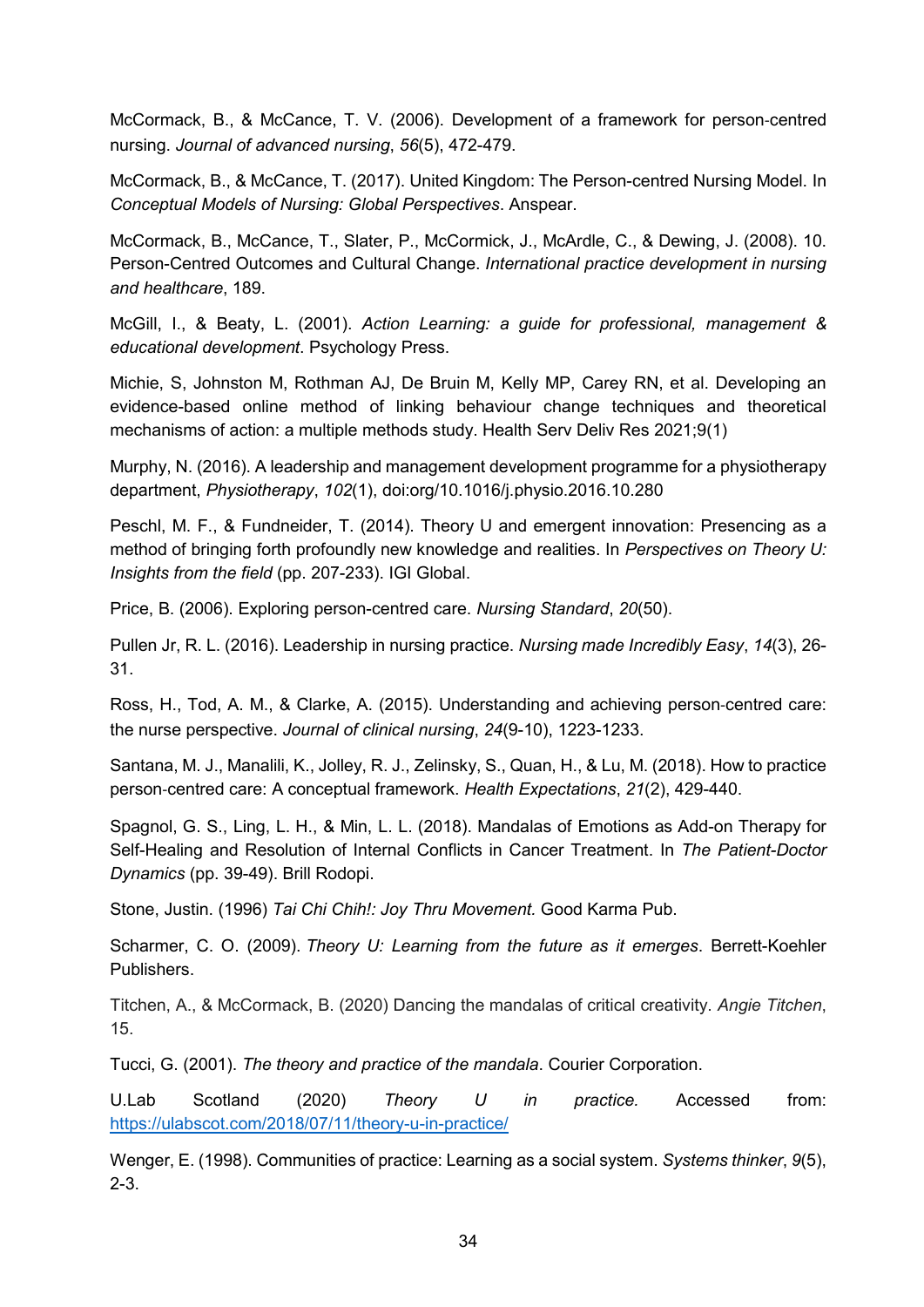McCormack, B., & McCance, T. V. (2006). Development of a framework for person‐centred nursing. *Journal of advanced nursing*, *56*(5), 472-479.

McCormack, B., & McCance, T. (2017). United Kingdom: The Person-centred Nursing Model. In *Conceptual Models of Nursing: Global Perspectives*. Anspear.

McCormack, B., McCance, T., Slater, P., McCormick, J., McArdle, C., & Dewing, J. (2008). 10. Person-Centred Outcomes and Cultural Change. *International practice development in nursing and healthcare*, 189.

McGill, I., & Beaty, L. (2001). *Action Learning: a guide for professional, management & educational development*. Psychology Press.

Michie, S, Johnston M, Rothman AJ, De Bruin M, Kelly MP, Carey RN, et al. Developing an evidence-based online method of linking behaviour change techniques and theoretical mechanisms of action: a multiple methods study. Health Serv Deliv Res 2021;9(1)

Murphy, N. (2016). A leadership and management development programme for a physiotherapy department, *Physiotherapy*, *102*(1), doi:org/10.1016/j.physio.2016.10.280

Peschl, M. F., & Fundneider, T. (2014). Theory U and emergent innovation: Presencing as a method of bringing forth profoundly new knowledge and realities. In *Perspectives on Theory U: Insights from the field* (pp. 207-233). IGI Global.

Price, B. (2006). Exploring person-centred care. *Nursing Standard*, *20*(50).

Pullen Jr, R. L. (2016). Leadership in nursing practice. *Nursing made Incredibly Easy*, *14*(3), 26-31.

Ross, H., Tod, A. M., & Clarke, A. (2015). Understanding and achieving person‐centred care: the nurse perspective. *Journal of clinical nursing*, *24*(9-10), 1223-1233.

Santana, M. J., Manalili, K., Jolley, R. J., Zelinsky, S., Quan, H., & Lu, M. (2018). How to practice person‐centred care: A conceptual framework. *Health Expectations*, *21*(2), 429-440.

Spagnol, G. S., Ling, L. H., & Min, L. L. (2018). Mandalas of Emotions as Add-on Therapy for Self-Healing and Resolution of Internal Conflicts in Cancer Treatment. In *The Patient-Doctor Dynamics* (pp. 39-49). Brill Rodopi.

Stone, Justin. (1996) *Tai Chi Chih!: Joy Thru Movement.* Good Karma Pub.

Scharmer, C. O. (2009). *Theory U: Learning from the future as it emerges*. Berrett-Koehler Publishers.

Titchen, A., & McCormack, B. (2020) Dancing the mandalas of critical creativity. *Angie Titchen*, 15.

Tucci, G. (2001). *The theory and practice of the mandala*. Courier Corporation.

U.Lab Scotland (2020) *Theory U in practice.* Accessed from: https://ulabscot.com/2018/07/11/theory-u-in-practice/

Wenger, E. (1998). Communities of practice: Learning as a social system. *Systems thinker*, *9*(5), 2-3.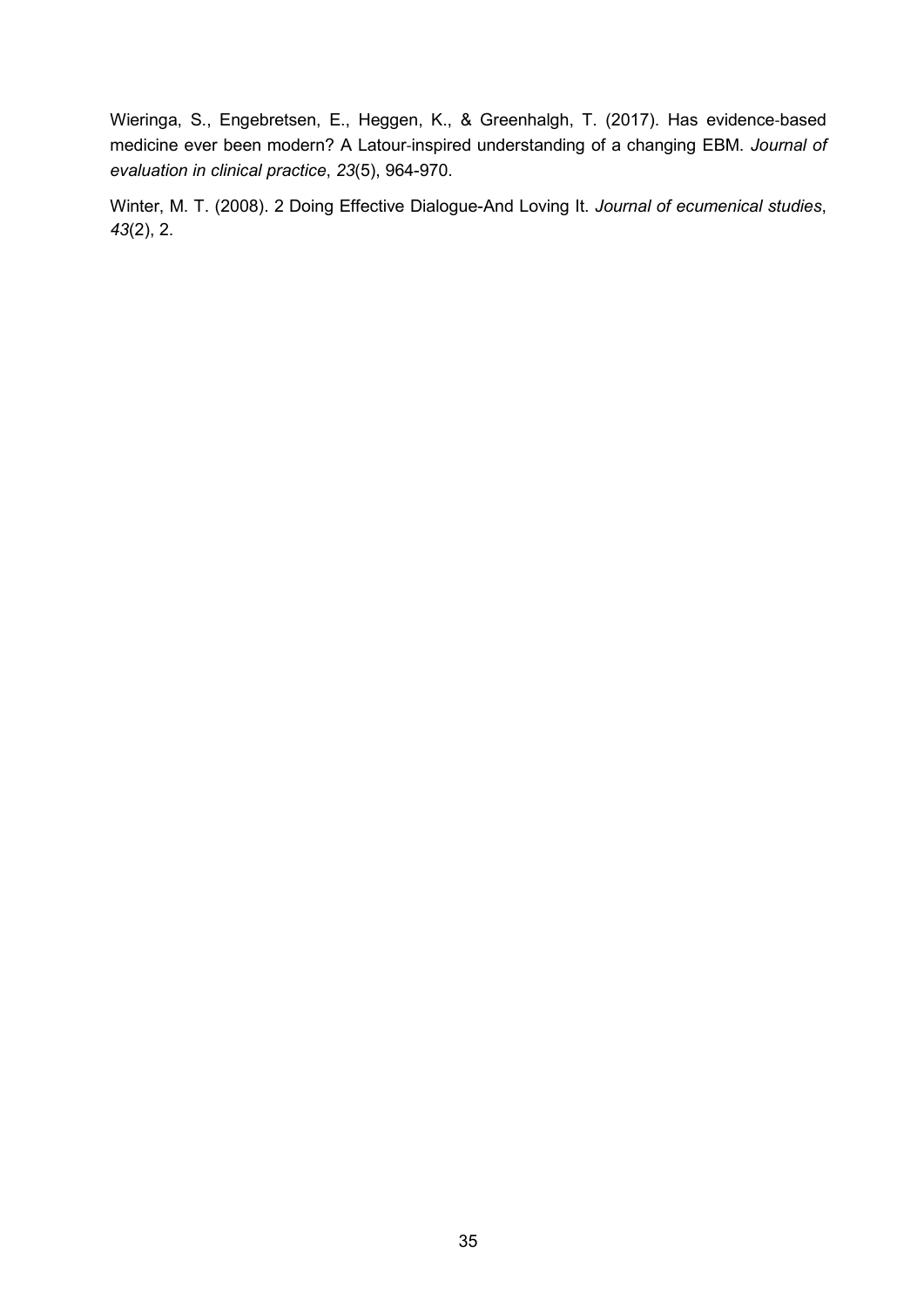Wieringa, S., Engebretsen, E., Heggen, K., & Greenhalgh, T. (2017). Has evidence-based medicine ever been modern? A Latour-inspired understanding of a changing EBM. *Journal of evaluation in clinical practice*, *23*(5), 964-970.

Winter, M. T. (2008). 2 Doing Effective Dialogue-And Loving It. *Journal of ecumenical studies*, *43*(2), 2.